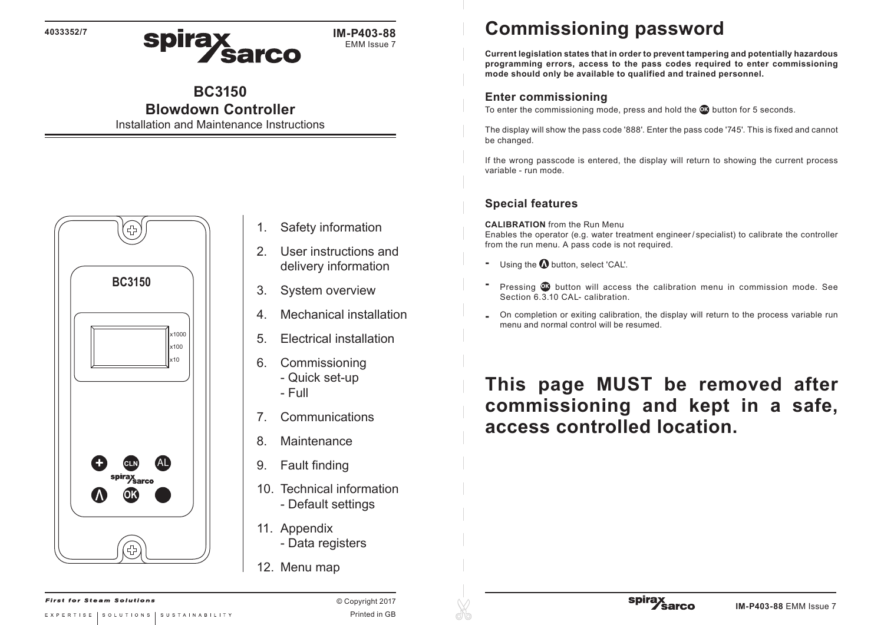4033352/7

**IM-P403-88**
EMM Issue 7

# BC3150 Blowdown Controller

Installation and Maintenance Instructions

BC3150

x1000
x100
x10

CLN AL OK

1. Safety information
2. User instructions and delivery information
3. System overview
4. Mechanical installation
5. Electrical installation
6. Commissioning
   - Quick set-up
   - Full
7. Communications
8. Maintenance
9. Fault finding
10. Technical information
    - Default settings
11. Appendix
    - Data registers
12. Menu map

*First for Steam Solutions*

EXPERTISE | SOLUTIONS | SUSTAINABILITY

© Copyright 2017

Printed in GB

# Commissioning password

**Current legislation states that in order to prevent tampering and potentially hazardous programming errors, access to the pass codes required to enter commissioning mode should only be available to qualified and trained personnel.**

## Enter commissioning

To enter the commissioning mode, press and hold the OK button for 5 seconds.

The display will show the pass code '888'. Enter the pass code '745'. This is fixed and cannot be changed.

If the wrong passcode is entered, the display will return to showing the current process variable - run mode.

## Special features

**CALIBRATION** from the Run Menu
Enables the operator (e.g. water treatment engineer / specialist) to calibrate the controller from the run menu. A pass code is not required.

- Using the Λ button, select 'CAL'.
- Pressing OK button will access the calibration menu in commission mode. See Section 6.3.10 CAL- calibration.
- On completion or exiting calibration, the display will return to the process variable run menu and normal control will be resumed.

# This page MUST be removed after commissioning and kept in a safe, access controlled location.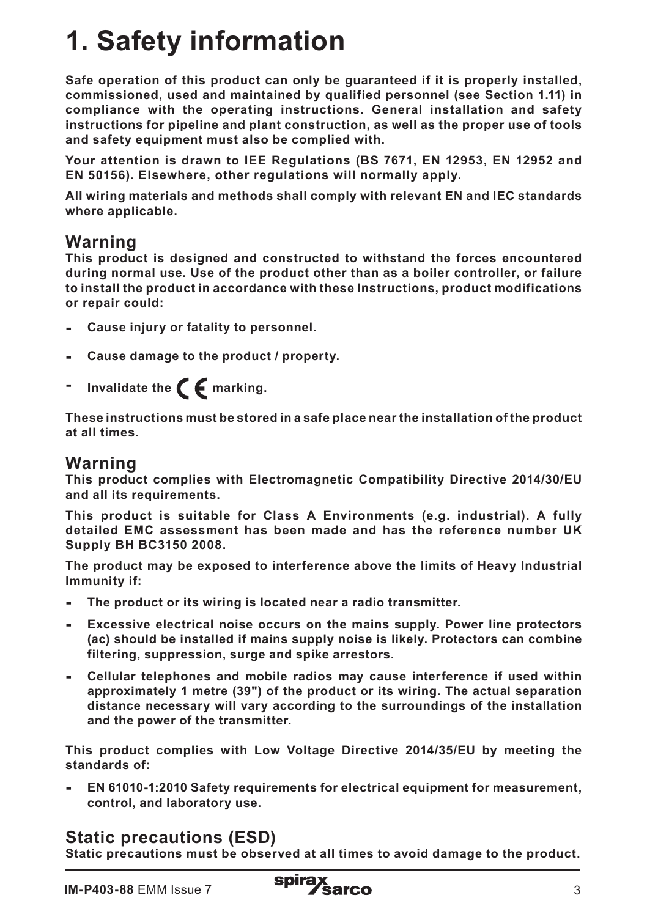# 1. Safety information

**Safe operation of this product can only be guaranteed if it is properly installed, commissioned, used and maintained by qualified personnel (see Section 1.11) in compliance with the operating instructions. General installation and safety instructions for pipeline and plant construction, as well as the proper use of tools and safety equipment must also be complied with.**

**Your attention is drawn to IEE Regulations (BS 7671, EN 12953, EN 12952 and EN 50156). Elsewhere, other regulations will normally apply.**

**All wiring materials and methods shall comply with relevant EN and IEC standards where applicable.**

## Warning

**This product is designed and constructed to withstand the forces encountered during normal use. Use of the product other than as a boiler controller, or failure to install the product in accordance with these Instructions, product modifications or repair could:**

- **Cause injury or fatality to personnel.**
- **Cause damage to the product / property.**
- **Invalidate the CE marking.**

**These instructions must be stored in a safe place near the installation of the product at all times.**

## Warning

**This product complies with Electromagnetic Compatibility Directive 2014/30/EU and all its requirements.**

**This product is suitable for Class A Environments (e.g. industrial). A fully detailed EMC assessment has been made and has the reference number UK Supply BH BC3150 2008.**

**The product may be exposed to interference above the limits of Heavy Industrial Immunity if:**

- **The product or its wiring is located near a radio transmitter.**
- **Excessive electrical noise occurs on the mains supply. Power line protectors (ac) should be installed if mains supply noise is likely. Protectors can combine filtering, suppression, surge and spike arrestors.**
- **Cellular telephones and mobile radios may cause interference if used within approximately 1 metre (39") of the product or its wiring. The actual separation distance necessary will vary according to the surroundings of the installation and the power of the transmitter.**

**This product complies with Low Voltage Directive 2014/35/EU by meeting the standards of:**

- **EN 61010-1:2010 Safety requirements for electrical equipment for measurement, control, and laboratory use.**

## Static precautions (ESD)

**Static precautions must be observed at all times to avoid damage to the product.**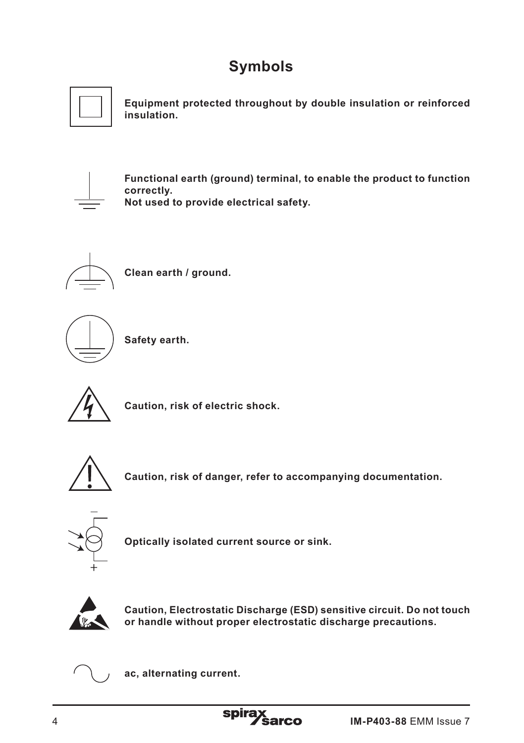# Symbols

**Equipment protected throughout by double insulation or reinforced insulation.**

**Functional earth (ground) terminal, to enable the product to function correctly.**
**Not used to provide electrical safety.**

**Clean earth / ground.**

**Safety earth.**

**Caution, risk of electric shock.**

**Caution, risk of danger, refer to accompanying documentation.**

**Optically isolated current source or sink.**

**Caution, Electrostatic Discharge (ESD) sensitive circuit. Do not touch or handle without proper electrostatic discharge precautions.**

**ac, alternating current.**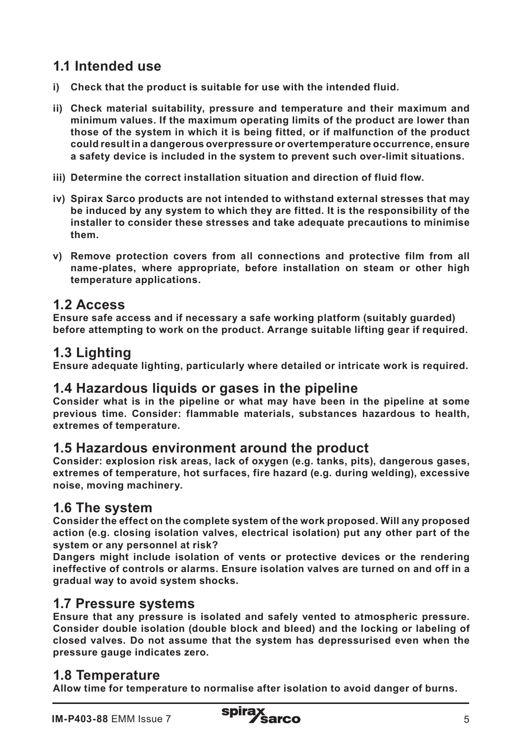## 1.1 Intended use

**i) Check that the product is suitable for use with the intended fluid.**

**ii) Check material suitability, pressure and temperature and their maximum and minimum values. If the maximum operating limits of the product are lower than those of the system in which it is being fitted, or if malfunction of the product could result in a dangerous overpressure or overtemperature occurrence, ensure a safety device is included in the system to prevent such over-limit situations.**

**iii) Determine the correct installation situation and direction of fluid flow.**

**iv) Spirax Sarco products are not intended to withstand external stresses that may be induced by any system to which they are fitted. It is the responsibility of the installer to consider these stresses and take adequate precautions to minimise them.**

**v) Remove protection covers from all connections and protective film from all name-plates, where appropriate, before installation on steam or other high temperature applications.**

## 1.2 Access

**Ensure safe access and if necessary a safe working platform (suitably guarded) before attempting to work on the product. Arrange suitable lifting gear if required.**

## 1.3 Lighting

**Ensure adequate lighting, particularly where detailed or intricate work is required.**

## 1.4 Hazardous liquids or gases in the pipeline

**Consider what is in the pipeline or what may have been in the pipeline at some previous time. Consider: flammable materials, substances hazardous to health, extremes of temperature.**

## 1.5 Hazardous environment around the product

**Consider: explosion risk areas, lack of oxygen (e.g. tanks, pits), dangerous gases, extremes of temperature, hot surfaces, fire hazard (e.g. during welding), excessive noise, moving machinery.**

## 1.6 The system

**Consider the effect on the complete system of the work proposed. Will any proposed action (e.g. closing isolation valves, electrical isolation) put any other part of the system or any personnel at risk?**

**Dangers might include isolation of vents or protective devices or the rendering ineffective of controls or alarms. Ensure isolation valves are turned on and off in a gradual way to avoid system shocks.**

## 1.7 Pressure systems

**Ensure that any pressure is isolated and safely vented to atmospheric pressure. Consider double isolation (double block and bleed) and the locking or labeling of closed valves. Do not assume that the system has depressurised even when the pressure gauge indicates zero.**

## 1.8 Temperature

**Allow time for temperature to normalise after isolation to avoid danger of burns.**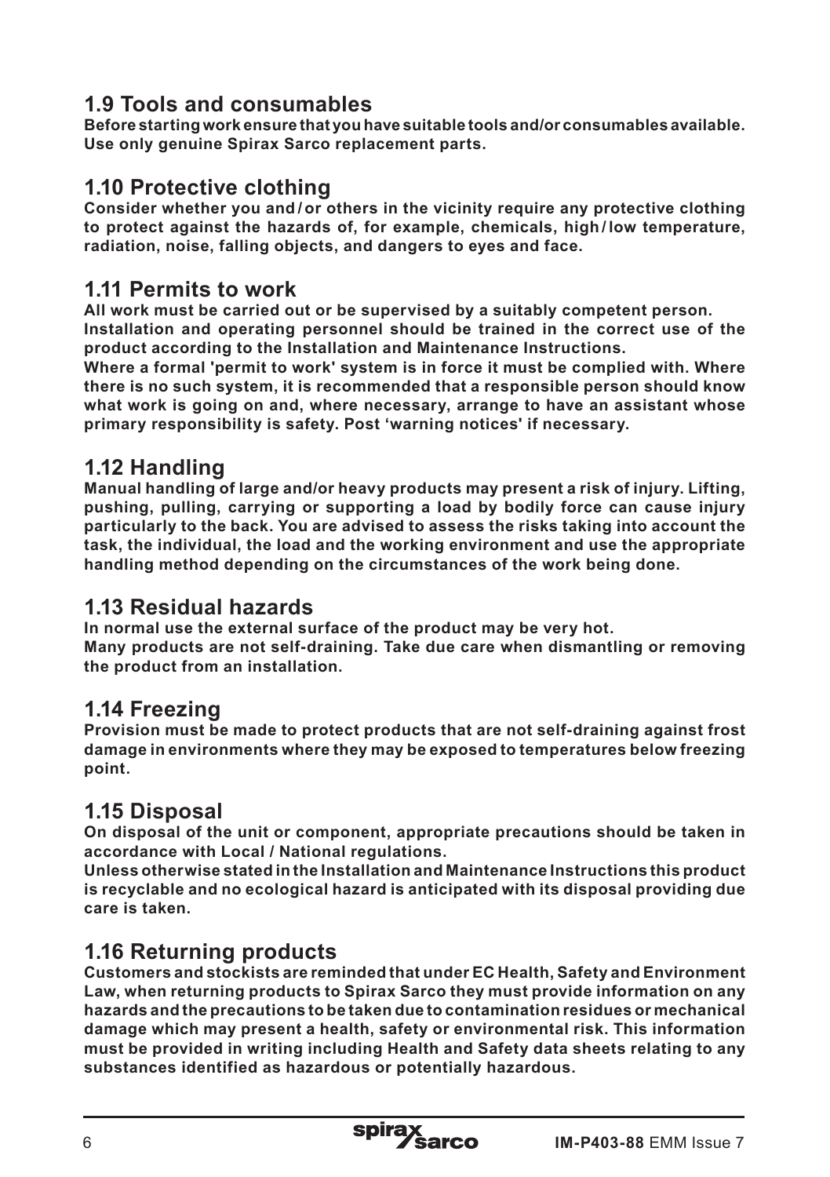## 1.9 Tools and consumables

**Before starting work ensure that you have suitable tools and/or consumables available. Use only genuine Spirax Sarco replacement parts.**

## 1.10 Protective clothing

**Consider whether you and / or others in the vicinity require any protective clothing to protect against the hazards of, for example, chemicals, high / low temperature, radiation, noise, falling objects, and dangers to eyes and face.**

## 1.11 Permits to work

**All work must be carried out or be supervised by a suitably competent person.**
**Installation and operating personnel should be trained in the correct use of the product according to the Installation and Maintenance Instructions.**
**Where a formal 'permit to work' system is in force it must be complied with. Where there is no such system, it is recommended that a responsible person should know what work is going on and, where necessary, arrange to have an assistant whose primary responsibility is safety. Post 'warning notices' if necessary.**

## 1.12 Handling

**Manual handling of large and/or heavy products may present a risk of injury. Lifting, pushing, pulling, carrying or supporting a load by bodily force can cause injury particularly to the back. You are advised to assess the risks taking into account the task, the individual, the load and the working environment and use the appropriate handling method depending on the circumstances of the work being done.**

## 1.13 Residual hazards

**In normal use the external surface of the product may be very hot.**
**Many products are not self-draining. Take due care when dismantling or removing the product from an installation.**

## 1.14 Freezing

**Provision must be made to protect products that are not self-draining against frost damage in environments where they may be exposed to temperatures below freezing point.**

## 1.15 Disposal

**On disposal of the unit or component, appropriate precautions should be taken in accordance with Local / National regulations.**
**Unless otherwise stated in the Installation and Maintenance Instructions this product is recyclable and no ecological hazard is anticipated with its disposal providing due care is taken.**

## 1.16 Returning products

**Customers and stockists are reminded that under EC Health, Safety and Environment Law, when returning products to Spirax Sarco they must provide information on any hazards and the precautions to be taken due to contamination residues or mechanical damage which may present a health, safety or environmental risk. This information must be provided in writing including Health and Safety data sheets relating to any substances identified as hazardous or potentially hazardous.**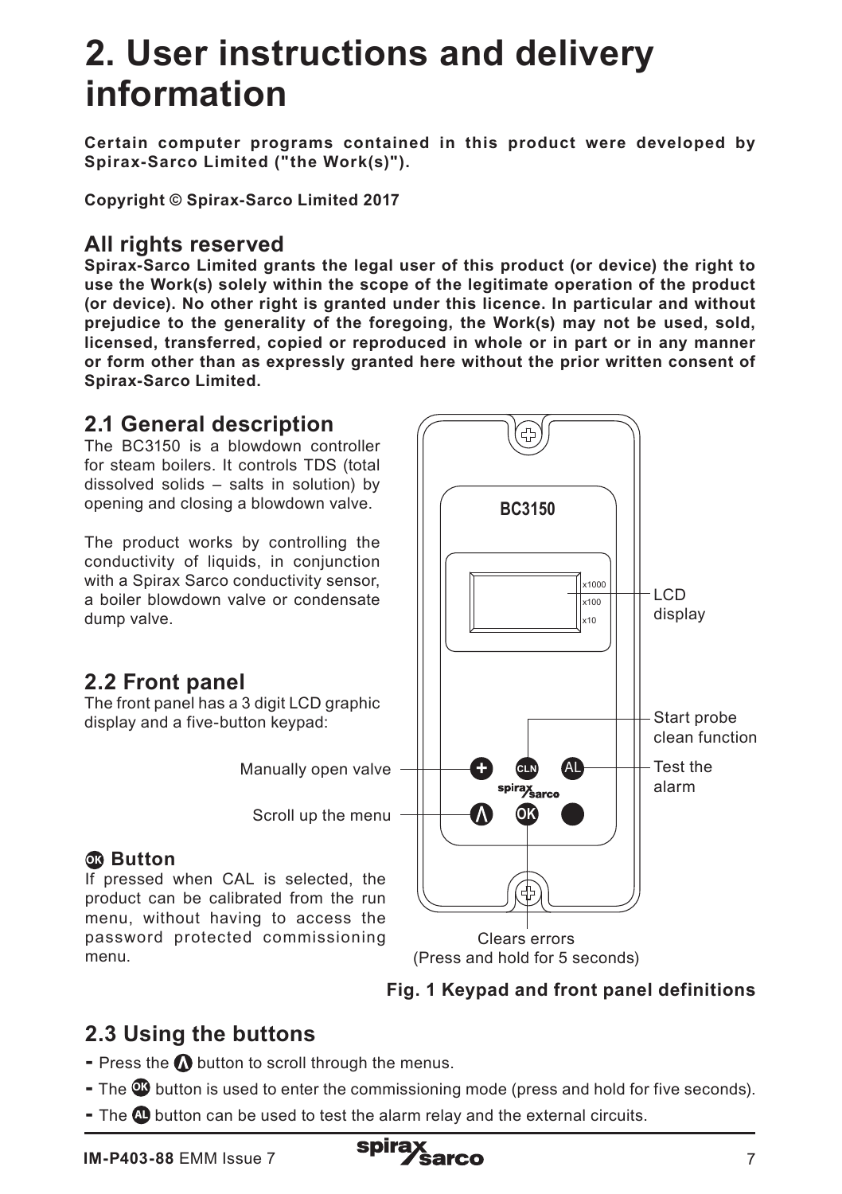# 2. User instructions and delivery information

**Certain computer programs contained in this product were developed by Spirax-Sarco Limited ("the Work(s)").**

**Copyright © Spirax-Sarco Limited 2017**

## All rights reserved

**Spirax-Sarco Limited grants the legal user of this product (or device) the right to use the Work(s) solely within the scope of the legitimate operation of the product (or device). No other right is granted under this licence. In particular and without prejudice to the generality of the foregoing, the Work(s) may not be used, sold, licensed, transferred, copied or reproduced in whole or in part or in any manner or form other than as expressly granted here without the prior written consent of Spirax-Sarco Limited.**

## 2.1 General description

The BC3150 is a blowdown controller for steam boilers. It controls TDS (total dissolved solids – salts in solution) by opening and closing a blowdown valve.

The product works by controlling the conductivity of liquids, in conjunction with a Spirax Sarco conductivity sensor, a boiler blowdown valve or condensate dump valve.

## 2.2 Front panel

The front panel has a 3 digit LCD graphic display and a five-button keypad:

BC3150

x1000
x100
x10

LCD display

Start probe clean function

Manually open valve

Test the alarm

Scroll up the menu

Clears errors
(Press and hold for 5 seconds)

### OK Button

If pressed when CAL is selected, the product can be calibrated from the run menu, without having to access the password protected commissioning menu.

**Fig. 1 Keypad and front panel definitions**

## 2.3 Using the buttons

- Press the Λ button to scroll through the menus.
- The OK button is used to enter the commissioning mode (press and hold for five seconds).
- The AL button can be used to test the alarm relay and the external circuits.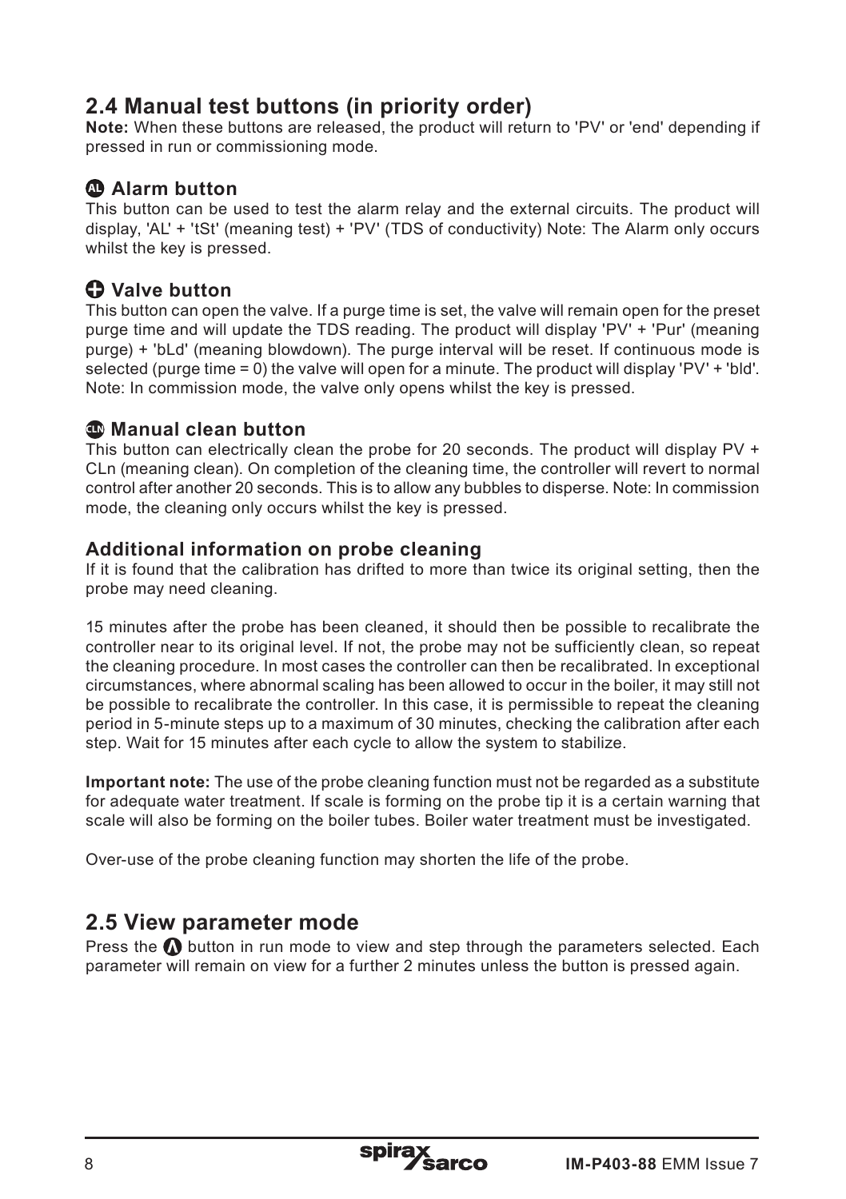## 2.4 Manual test buttons (in priority order)

**Note:** When these buttons are released, the product will return to 'PV' or 'end' depending if pressed in run or commissioning mode.

### AL Alarm button

This button can be used to test the alarm relay and the external circuits. The product will display, 'AL' + 'tSt' (meaning test) + 'PV' (TDS of conductivity) Note: The Alarm only occurs whilst the key is pressed.

### Valve button

This button can open the valve. If a purge time is set, the valve will remain open for the preset purge time and will update the TDS reading. The product will display 'PV' + 'Pur' (meaning purge) + 'bLd' (meaning blowdown). The purge interval will be reset. If continuous mode is selected (purge time = 0) the valve will open for a minute. The product will display 'PV' + 'bld'. Note: In commission mode, the valve only opens whilst the key is pressed.

### CLN Manual clean button

This button can electrically clean the probe for 20 seconds. The product will display PV + CLn (meaning clean). On completion of the cleaning time, the controller will revert to normal control after another 20 seconds. This is to allow any bubbles to disperse. Note: In commission mode, the cleaning only occurs whilst the key is pressed.

### Additional information on probe cleaning

If it is found that the calibration has drifted to more than twice its original setting, then the probe may need cleaning.

15 minutes after the probe has been cleaned, it should then be possible to recalibrate the controller near to its original level. If not, the probe may not be sufficiently clean, so repeat the cleaning procedure. In most cases the controller can then be recalibrated. In exceptional circumstances, where abnormal scaling has been allowed to occur in the boiler, it may still not be possible to recalibrate the controller. In this case, it is permissible to repeat the cleaning period in 5-minute steps up to a maximum of 30 minutes, checking the calibration after each step. Wait for 15 minutes after each cycle to allow the system to stabilize.

**Important note:** The use of the probe cleaning function must not be regarded as a substitute for adequate water treatment. If scale is forming on the probe tip it is a certain warning that scale will also be forming on the boiler tubes. Boiler water treatment must be investigated.

Over-use of the probe cleaning function may shorten the life of the probe.

## 2.5 View parameter mode

Press the ▲ button in run mode to view and step through the parameters selected. Each parameter will remain on view for a further 2 minutes unless the button is pressed again.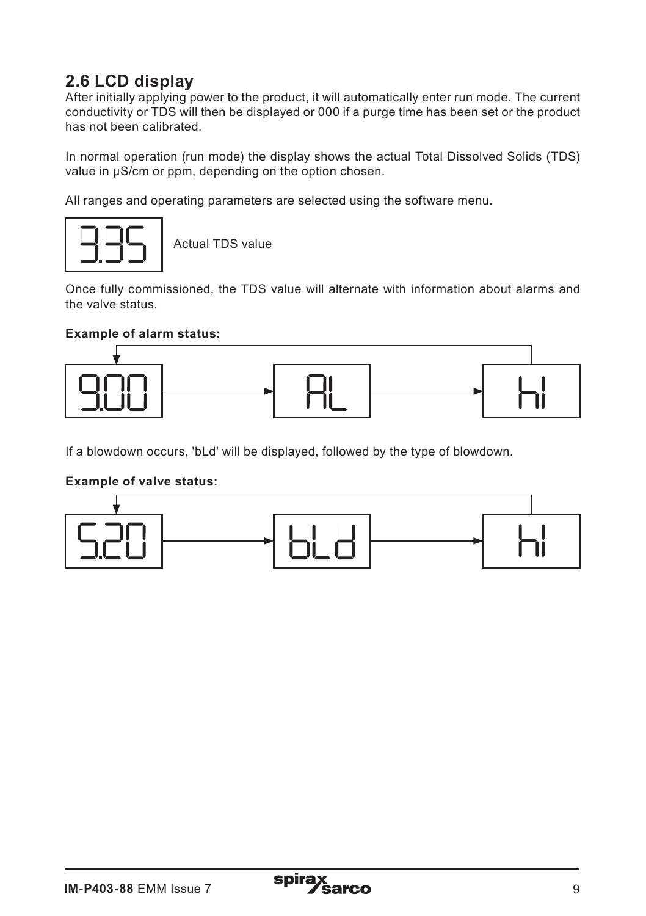## 2.6 LCD display

After initially applying power to the product, it will automatically enter run mode. The current conductivity or TDS will then be displayed or 000 if a purge time has been set or the product has not been calibrated.

In normal operation (run mode) the display shows the actual Total Dissolved Solids (TDS) value in μS/cm or ppm, depending on the option chosen.

All ranges and operating parameters are selected using the software menu.

3.35 — Actual TDS value

Once fully commissioned, the TDS value will alternate with information about alarms and the valve status.

**Example of alarm status:**

9.00 → AL → hI

If a blowdown occurs, 'bLd' will be displayed, followed by the type of blowdown.

**Example of valve status:**

5.20 → bLd → hI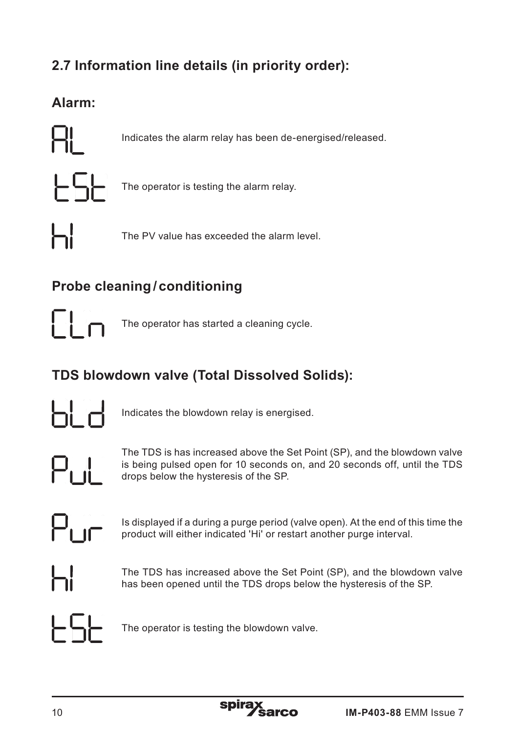## 2.7 Information line details (in priority order):

### Alarm:

AL — Indicates the alarm relay has been de-energised/released.

tSt — The operator is testing the alarm relay.

hI — The PV value has exceeded the alarm level.

### Probe cleaning / conditioning

CLn — The operator has started a cleaning cycle.

### TDS blowdown valve (Total Dissolved Solids):

bLd — Indicates the blowdown relay is energised.

PuL — The TDS is has increased above the Set Point (SP), and the blowdown valve is being pulsed open for 10 seconds on, and 20 seconds off, until the TDS drops below the hysteresis of the SP.

Pur — Is displayed if a during a purge period (valve open). At the end of this time the product will either indicated 'Hi' or restart another purge interval.

hI — The TDS has increased above the Set Point (SP), and the blowdown valve has been opened until the TDS drops below the hysteresis of the SP.

tSt — The operator is testing the blowdown valve.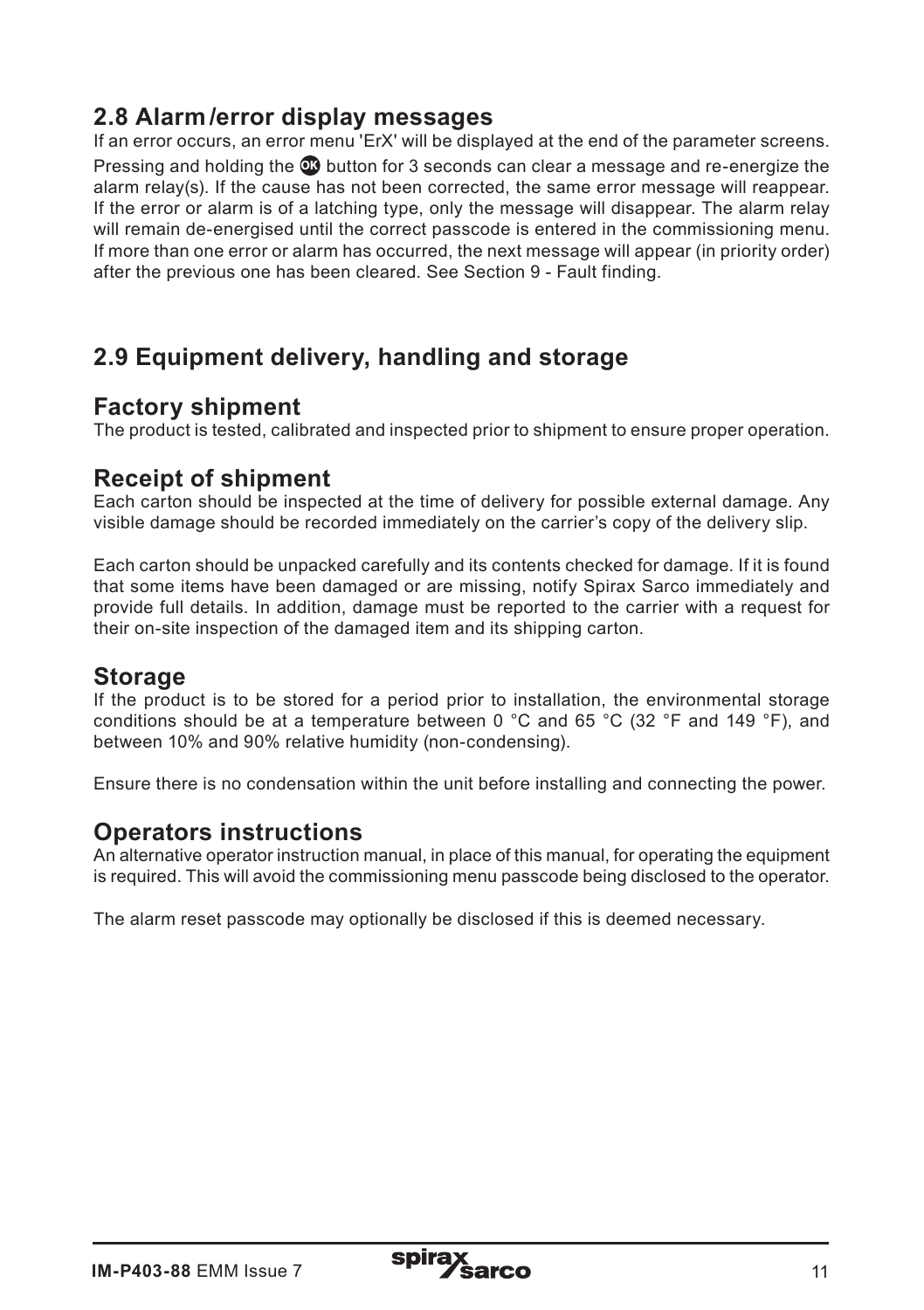## 2.8 Alarm /error display messages

If an error occurs, an error menu 'ErX' will be displayed at the end of the parameter screens. Pressing and holding the OK button for 3 seconds can clear a message and re-energize the alarm relay(s). If the cause has not been corrected, the same error message will reappear. If the error or alarm is of a latching type, only the message will disappear. The alarm relay will remain de-energised until the correct passcode is entered in the commissioning menu. If more than one error or alarm has occurred, the next message will appear (in priority order) after the previous one has been cleared. See Section 9 - Fault finding.

## 2.9 Equipment delivery, handling and storage

### Factory shipment

The product is tested, calibrated and inspected prior to shipment to ensure proper operation.

### Receipt of shipment

Each carton should be inspected at the time of delivery for possible external damage. Any visible damage should be recorded immediately on the carrier's copy of the delivery slip.

Each carton should be unpacked carefully and its contents checked for damage. If it is found that some items have been damaged or are missing, notify Spirax Sarco immediately and provide full details. In addition, damage must be reported to the carrier with a request for their on-site inspection of the damaged item and its shipping carton.

### Storage

If the product is to be stored for a period prior to installation, the environmental storage conditions should be at a temperature between 0 °C and 65 °C (32 °F and 149 °F), and between 10% and 90% relative humidity (non-condensing).

Ensure there is no condensation within the unit before installing and connecting the power.

### Operators instructions

An alternative operator instruction manual, in place of this manual, for operating the equipment is required. This will avoid the commissioning menu passcode being disclosed to the operator.

The alarm reset passcode may optionally be disclosed if this is deemed necessary.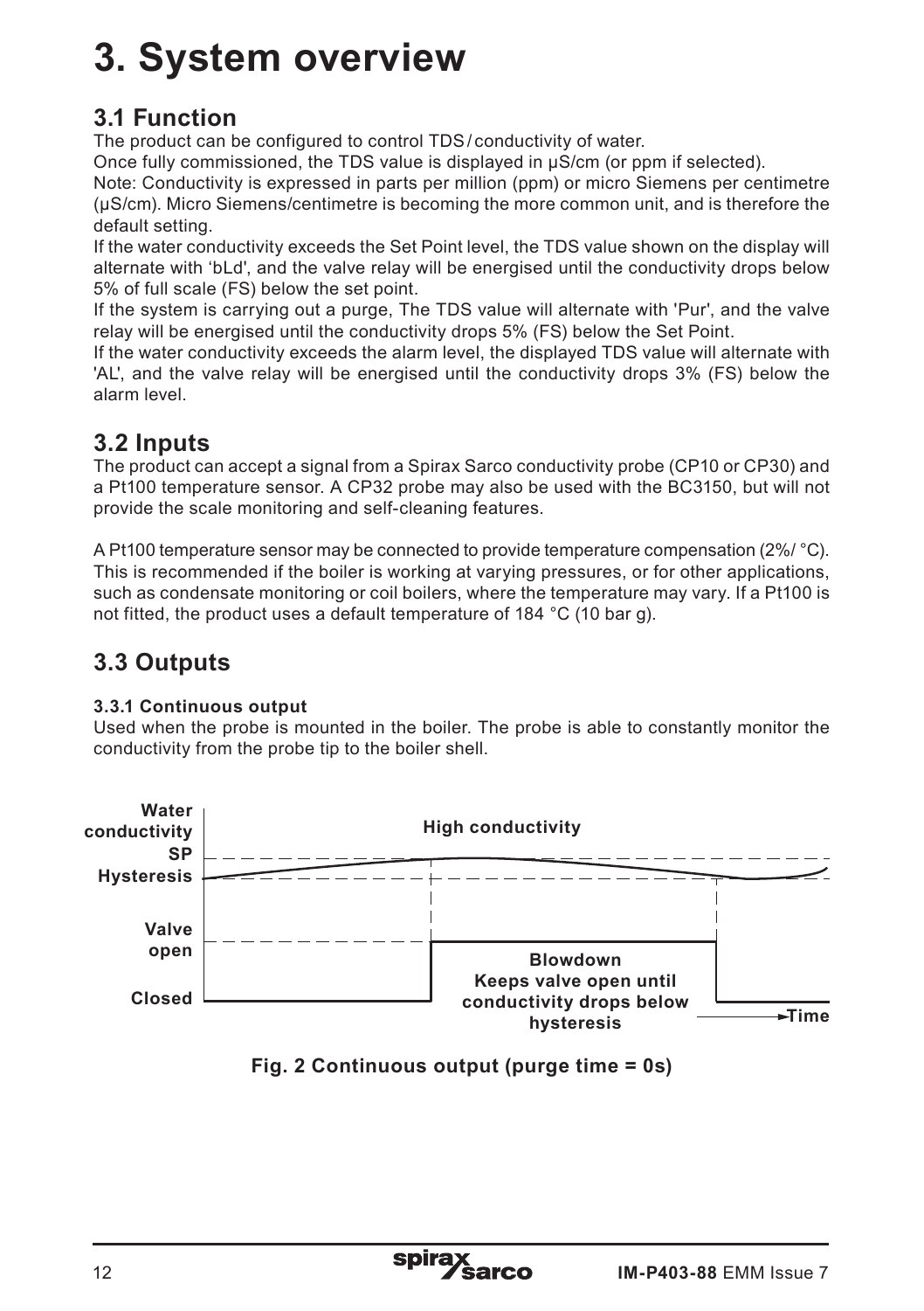# 3. System overview

## 3.1 Function

The product can be configured to control TDS / conductivity of water.

Once fully commissioned, the TDS value is displayed in µS/cm (or ppm if selected).

Note: Conductivity is expressed in parts per million (ppm) or micro Siemens per centimetre (µS/cm). Micro Siemens/centimetre is becoming the more common unit, and is therefore the default setting.

If the water conductivity exceeds the Set Point level, the TDS value shown on the display will alternate with 'bLd', and the valve relay will be energised until the conductivity drops below 5% of full scale (FS) below the set point.

If the system is carrying out a purge, The TDS value will alternate with 'Pur', and the valve relay will be energised until the conductivity drops 5% (FS) below the Set Point.

If the water conductivity exceeds the alarm level, the displayed TDS value will alternate with 'AL', and the valve relay will be energised until the conductivity drops 3% (FS) below the alarm level.

## 3.2 Inputs

The product can accept a signal from a Spirax Sarco conductivity probe (CP10 or CP30) and a Pt100 temperature sensor. A CP32 probe may also be used with the BC3150, but will not provide the scale monitoring and self-cleaning features.

A Pt100 temperature sensor may be connected to provide temperature compensation (2%/ °C). This is recommended if the boiler is working at varying pressures, or for other applications, such as condensate monitoring or coil boilers, where the temperature may vary. If a Pt100 is not fitted, the product uses a default temperature of 184 °C (10 bar g).

## 3.3 Outputs

### 3.3.1 Continuous output

Used when the probe is mounted in the boiler. The probe is able to constantly monitor the conductivity from the probe tip to the boiler shell.

Water conductivity SP Hysteresis — High conductivity

Valve open / Closed — Blowdown Keeps valve open until conductivity drops below hysteresis — Time

**Fig. 2 Continuous output (purge time = 0s)**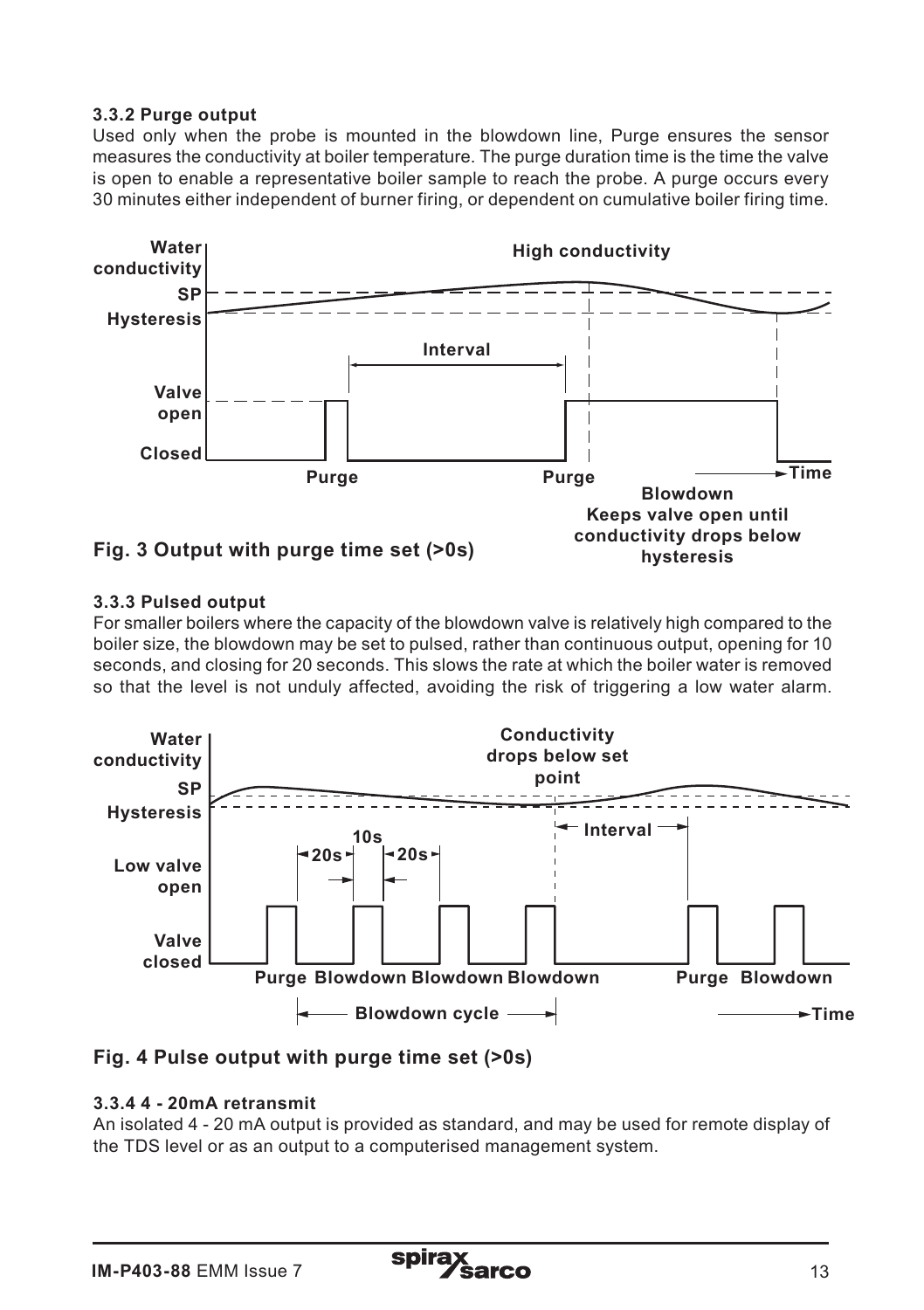### 3.3.2 Purge output

Used only when the probe is mounted in the blowdown line, Purge ensures the sensor measures the conductivity at boiler temperature. The purge duration time is the time the valve is open to enable a representative boiler sample to reach the probe. A purge occurs every 30 minutes either independent of burner firing, or dependent on cumulative boiler firing time.

**Fig. 3 Output with purge time set (>0s)**

### 3.3.3 Pulsed output

For smaller boilers where the capacity of the blowdown valve is relatively high compared to the boiler size, the blowdown may be set to pulsed, rather than continuous output, opening for 10 seconds, and closing for 20 seconds. This slows the rate at which the boiler water is removed so that the level is not unduly affected, avoiding the risk of triggering a low water alarm.

**Fig. 4 Pulse output with purge time set (>0s)**

### 3.3.4 4 - 20mA retransmit

An isolated 4 - 20 mA output is provided as standard, and may be used for remote display of the TDS level or as an output to a computerised management system.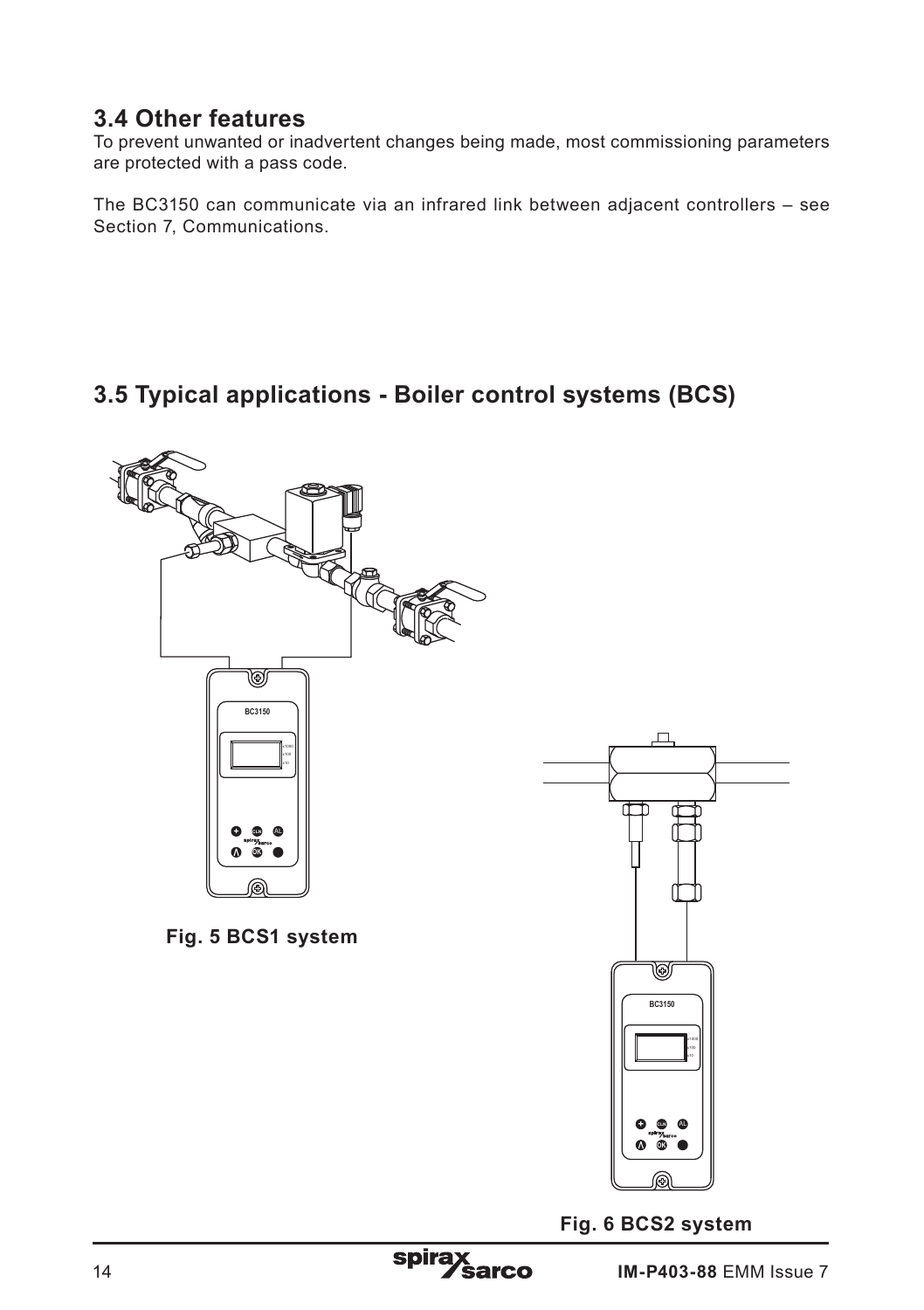## 3.4 Other features

To prevent unwanted or inadvertent changes being made, most commissioning parameters are protected with a pass code.

The BC3150 can communicate via an infrared link between adjacent controllers – see Section 7, Communications.

## 3.5 Typical applications - Boiler control systems (BCS)

**Fig. 5 BCS1 system**

**Fig. 6 BCS2 system**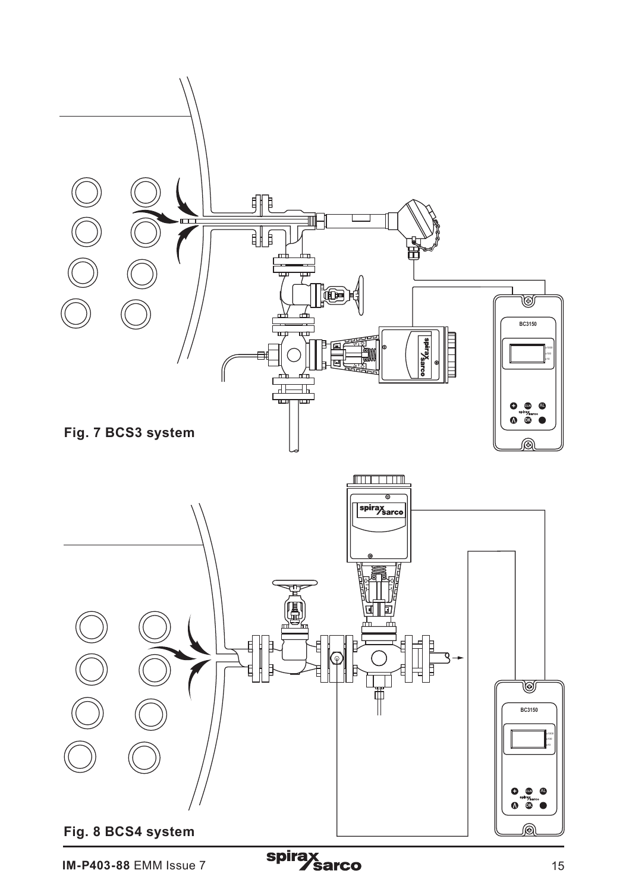**Fig. 7 BCS3 system**

**Fig. 8 BCS4 system**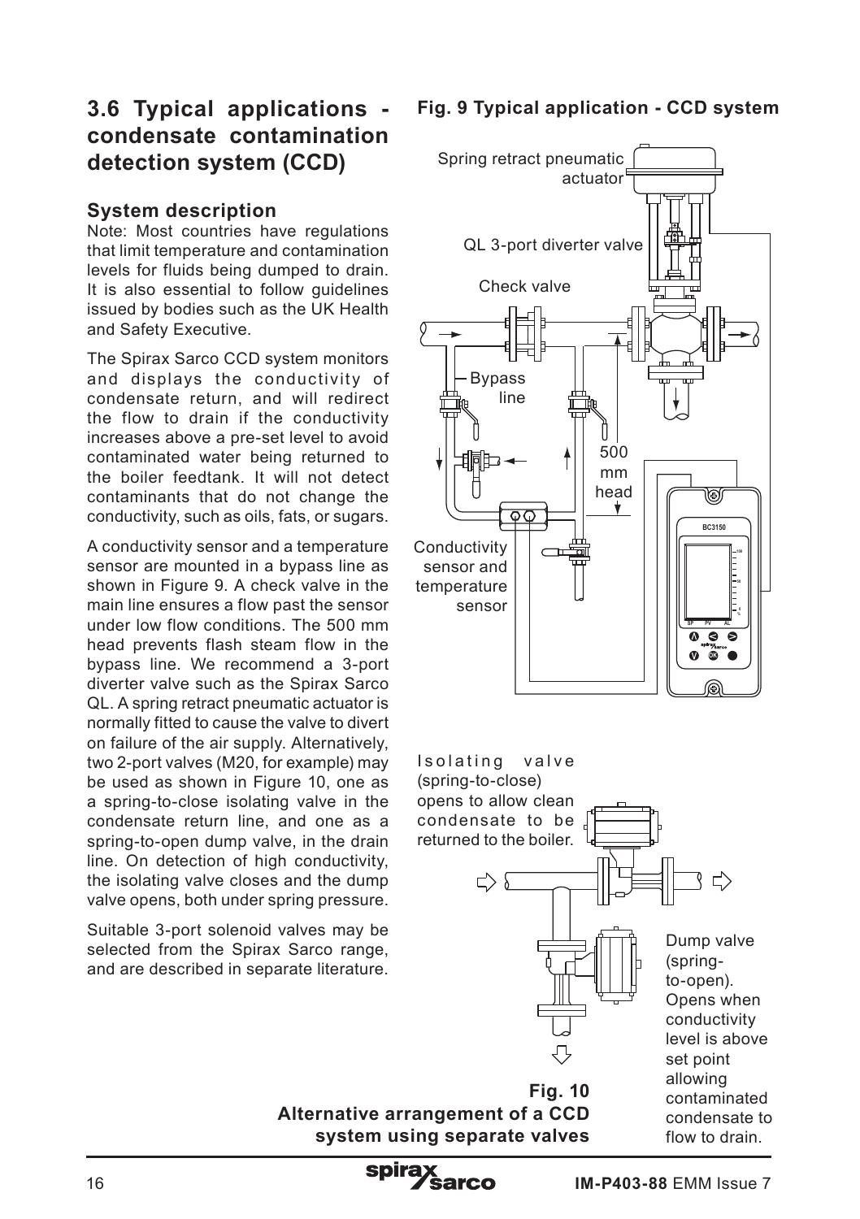## 3.6 Typical applications - condensate contamination detection system (CCD)

### System description

Note: Most countries have regulations that limit temperature and contamination levels for fluids being dumped to drain. It is also essential to follow guidelines issued by bodies such as the UK Health and Safety Executive.

The Spirax Sarco CCD system monitors and displays the conductivity of condensate return, and will redirect the flow to drain if the conductivity increases above a pre-set level to avoid contaminated water being returned to the boiler feedtank. It will not detect contaminants that do not change the conductivity, such as oils, fats, or sugars.

A conductivity sensor and a temperature sensor are mounted in a bypass line as shown in Figure 9. A check valve in the main line ensures a flow past the sensor under low flow conditions. The 500 mm head prevents flash steam flow in the bypass line. We recommend a 3-port diverter valve such as the Spirax Sarco QL. A spring retract pneumatic actuator is normally fitted to cause the valve to divert on failure of the air supply. Alternatively, two 2-port valves (M20, for example) may be used as shown in Figure 10, one as a spring-to-close isolating valve in the condensate return line, and one as a spring-to-open dump valve, in the drain line. On detection of high conductivity, the isolating valve closes and the dump valve opens, both under spring pressure.

Suitable 3-port solenoid valves may be selected from the Spirax Sarco range, and are described in separate literature.

**Fig. 9 Typical application - CCD system**

Spring retract pneumatic actuator

QL 3-port diverter valve

Check valve

Bypass line

500 mm head

Conductivity sensor and temperature sensor

BC3150

Isolating valve (spring-to-close) opens to allow clean condensate to be returned to the boiler.

Dump valve (spring-to-open). Opens when conductivity level is above set point allowing contaminated condensate to flow to drain.

**Fig. 10 Alternative arrangement of a CCD system using separate valves**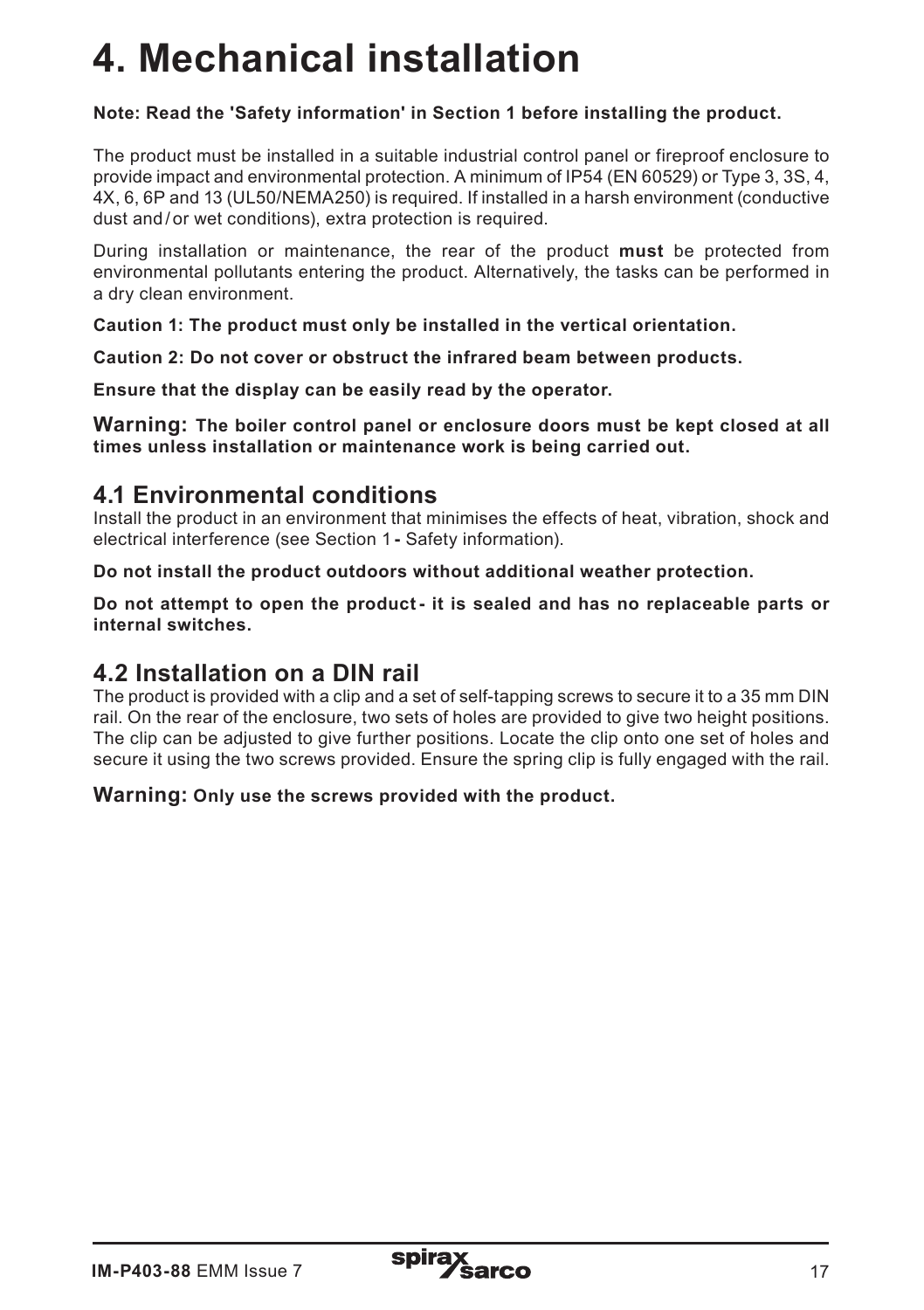# 4. Mechanical installation

**Note: Read the 'Safety information' in Section 1 before installing the product.**

The product must be installed in a suitable industrial control panel or fireproof enclosure to provide impact and environmental protection. A minimum of IP54 (EN 60529) or Type 3, 3S, 4, 4X, 6, 6P and 13 (UL50/NEMA250) is required. If installed in a harsh environment (conductive dust and / or wet conditions), extra protection is required.

During installation or maintenance, the rear of the product **must** be protected from environmental pollutants entering the product. Alternatively, the tasks can be performed in a dry clean environment.

**Caution 1: The product must only be installed in the vertical orientation.**

**Caution 2: Do not cover or obstruct the infrared beam between products.**

**Ensure that the display can be easily read by the operator.**

**Warning: The boiler control panel or enclosure doors must be kept closed at all times unless installation or maintenance work is being carried out.**

## 4.1 Environmental conditions

Install the product in an environment that minimises the effects of heat, vibration, shock and electrical interference (see Section 1 **-** Safety information).

**Do not install the product outdoors without additional weather protection.**

**Do not attempt to open the product - it is sealed and has no replaceable parts or internal switches.**

## 4.2 Installation on a DIN rail

The product is provided with a clip and a set of self-tapping screws to secure it to a 35 mm DIN rail. On the rear of the enclosure, two sets of holes are provided to give two height positions. The clip can be adjusted to give further positions. Locate the clip onto one set of holes and secure it using the two screws provided. Ensure the spring clip is fully engaged with the rail.

**Warning: Only use the screws provided with the product.**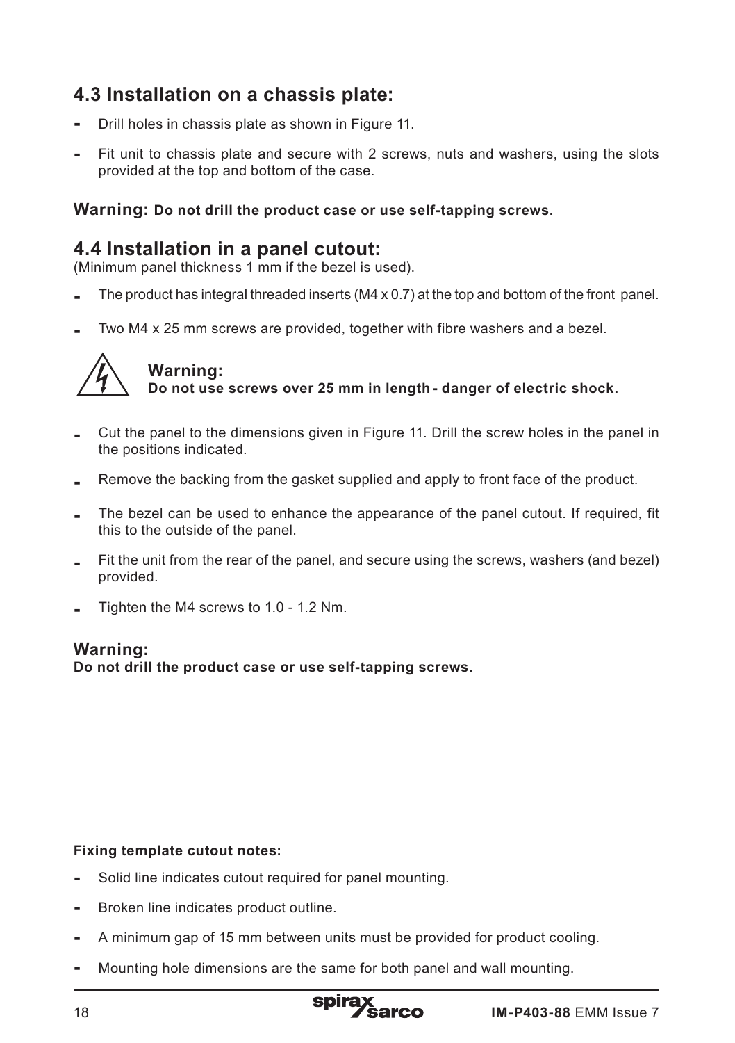## 4.3 Installation on a chassis plate:

- Drill holes in chassis plate as shown in Figure 11.
- Fit unit to chassis plate and secure with 2 screws, nuts and washers, using the slots provided at the top and bottom of the case.

**Warning: Do not drill the product case or use self-tapping screws.**

## 4.4 Installation in a panel cutout:

(Minimum panel thickness 1 mm if the bezel is used).

- The product has integral threaded inserts (M4 x 0.7) at the top and bottom of the front panel.
- Two M4 x 25 mm screws are provided, together with fibre washers and a bezel.

**Warning:**
**Do not use screws over 25 mm in length - danger of electric shock.**

- Cut the panel to the dimensions given in Figure 11. Drill the screw holes in the panel in the positions indicated.
- Remove the backing from the gasket supplied and apply to front face of the product.
- The bezel can be used to enhance the appearance of the panel cutout. If required, fit this to the outside of the panel.
- Fit the unit from the rear of the panel, and secure using the screws, washers (and bezel) provided.
- Tighten the M4 screws to 1.0 - 1.2 Nm.

**Warning:**
**Do not drill the product case or use self-tapping screws.**

**Fixing template cutout notes:**

- Solid line indicates cutout required for panel mounting.
- Broken line indicates product outline.
- A minimum gap of 15 mm between units must be provided for product cooling.
- Mounting hole dimensions are the same for both panel and wall mounting.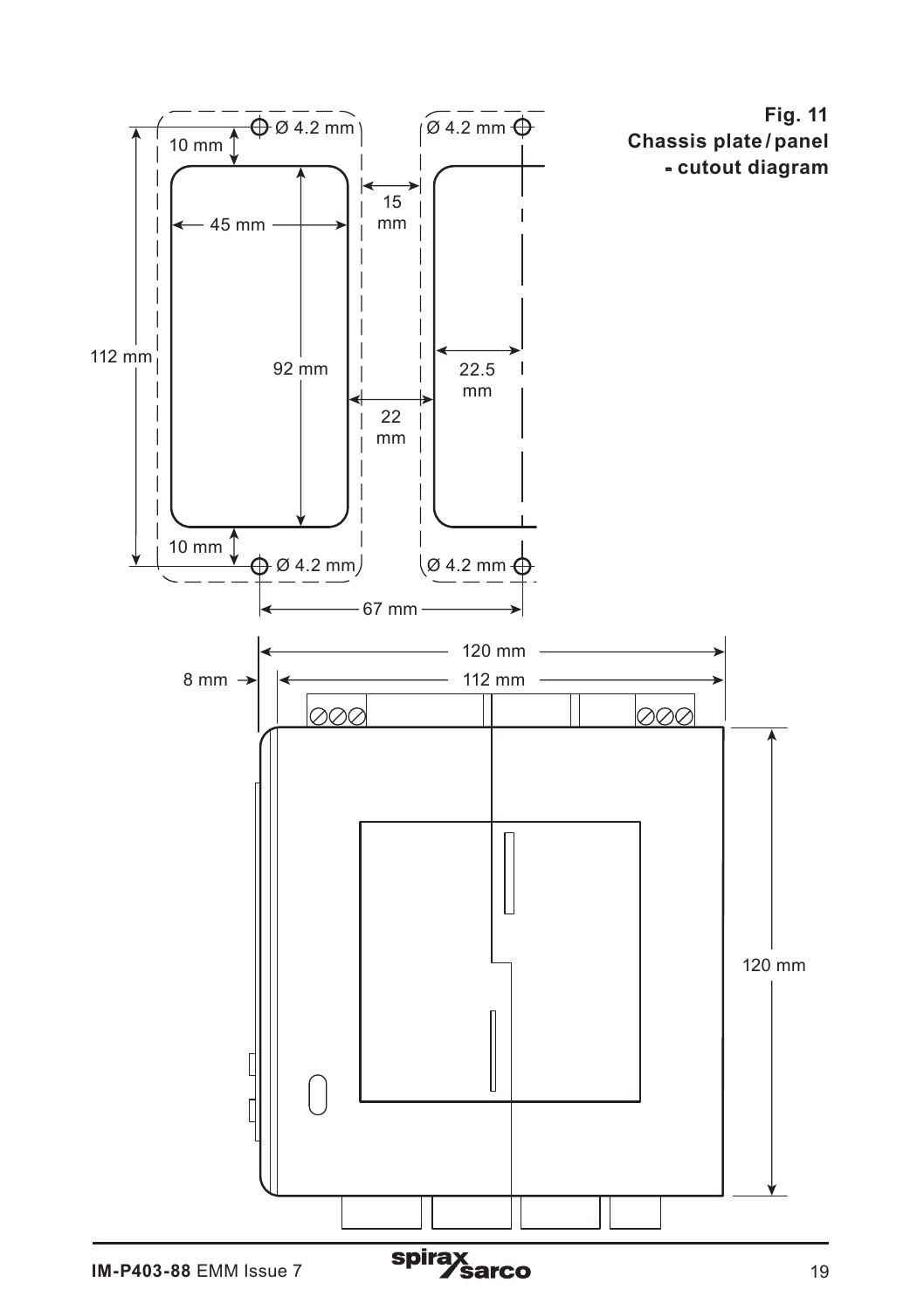**Fig. 11**
**Chassis plate / panel - cutout diagram**

Ø 4.2 mm

Ø 4.2 mm

10 mm

15 mm

45 mm

112 mm

92 mm

22.5 mm

22 mm

10 mm

Ø 4.2 mm

Ø 4.2 mm

67 mm

120 mm

8 mm

112 mm

120 mm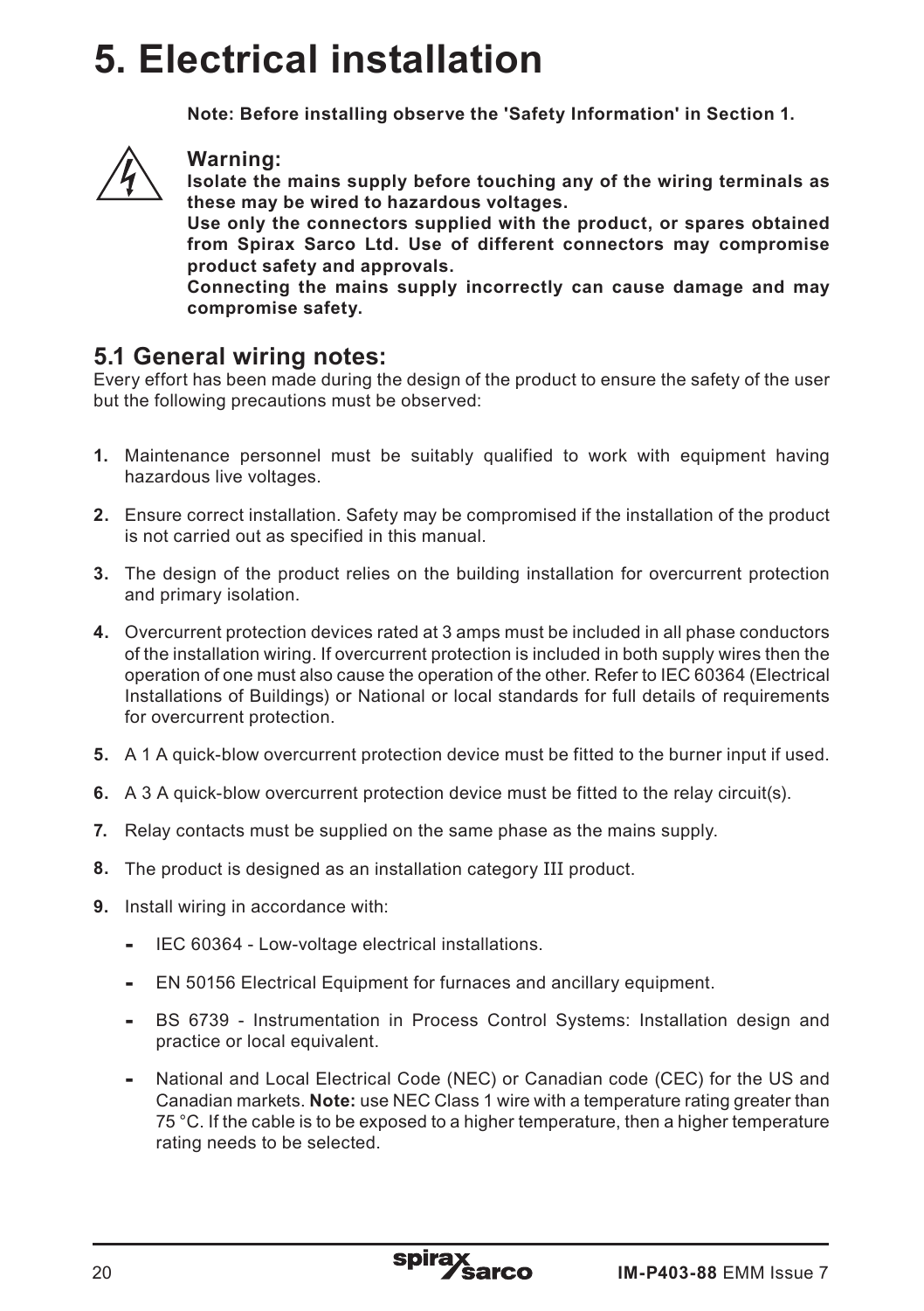# 5. Electrical installation

**Note: Before installing observe the 'Safety Information' in Section 1.**

**Warning:**
**Isolate the mains supply before touching any of the wiring terminals as these may be wired to hazardous voltages.**
**Use only the connectors supplied with the product, or spares obtained from Spirax Sarco Ltd. Use of different connectors may compromise product safety and approvals.**
**Connecting the mains supply incorrectly can cause damage and may compromise safety.**

## 5.1 General wiring notes:

Every effort has been made during the design of the product to ensure the safety of the user but the following precautions must be observed:

1. Maintenance personnel must be suitably qualified to work with equipment having hazardous live voltages.
2. Ensure correct installation. Safety may be compromised if the installation of the product is not carried out as specified in this manual.
3. The design of the product relies on the building installation for overcurrent protection and primary isolation.
4. Overcurrent protection devices rated at 3 amps must be included in all phase conductors of the installation wiring. If overcurrent protection is included in both supply wires then the operation of one must also cause the operation of the other. Refer to IEC 60364 (Electrical Installations of Buildings) or National or local standards for full details of requirements for overcurrent protection.
5. A 1 A quick-blow overcurrent protection device must be fitted to the burner input if used.
6. A 3 A quick-blow overcurrent protection device must be fitted to the relay circuit(s).
7. Relay contacts must be supplied on the same phase as the mains supply.
8. The product is designed as an installation category III product.
9. Install wiring in accordance with:
   - IEC 60364 - Low-voltage electrical installations.
   - EN 50156 Electrical Equipment for furnaces and ancillary equipment.
   - BS 6739 - Instrumentation in Process Control Systems: Installation design and practice or local equivalent.
   - National and Local Electrical Code (NEC) or Canadian code (CEC) for the US and Canadian markets. **Note:** use NEC Class 1 wire with a temperature rating greater than 75 °C. If the cable is to be exposed to a higher temperature, then a higher temperature rating needs to be selected.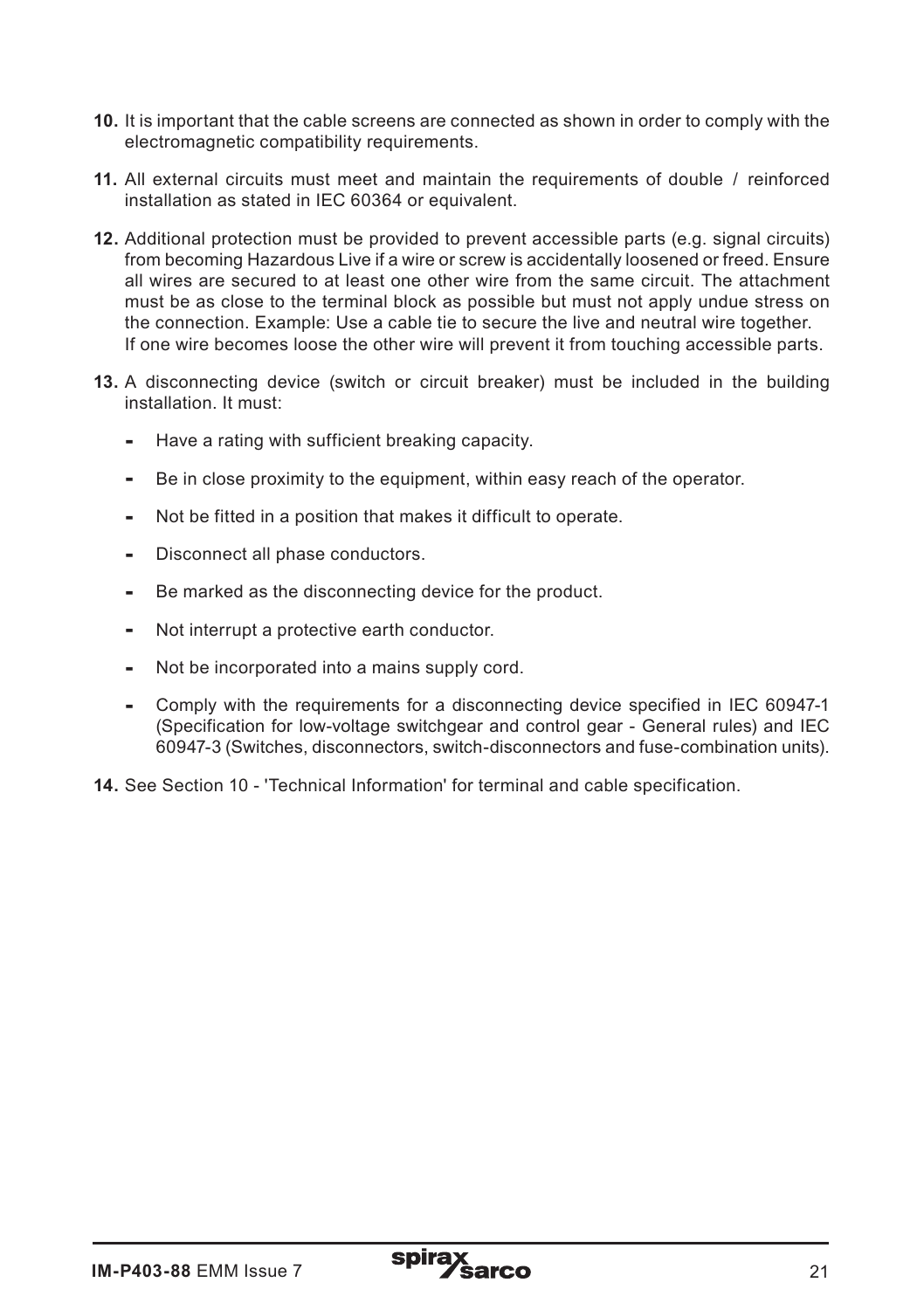10. It is important that the cable screens are connected as shown in order to comply with the electromagnetic compatibility requirements.

11. All external circuits must meet and maintain the requirements of double / reinforced installation as stated in IEC 60364 or equivalent.

12. Additional protection must be provided to prevent accessible parts (e.g. signal circuits) from becoming Hazardous Live if a wire or screw is accidentally loosened or freed. Ensure all wires are secured to at least one other wire from the same circuit. The attachment must be as close to the terminal block as possible but must not apply undue stress on the connection. Example: Use a cable tie to secure the live and neutral wire together.
If one wire becomes loose the other wire will prevent it from touching accessible parts.

13. A disconnecting device (switch or circuit breaker) must be included in the building installation. It must:

    - Have a rating with sufficient breaking capacity.
    - Be in close proximity to the equipment, within easy reach of the operator.
    - Not be fitted in a position that makes it difficult to operate.
    - Disconnect all phase conductors.
    - Be marked as the disconnecting device for the product.
    - Not interrupt a protective earth conductor.
    - Not be incorporated into a mains supply cord.
    - Comply with the requirements for a disconnecting device specified in IEC 60947-1 (Specification for low-voltage switchgear and control gear - General rules) and IEC 60947-3 (Switches, disconnectors, switch-disconnectors and fuse-combination units).

14. See Section 10 - 'Technical Information' for terminal and cable specification.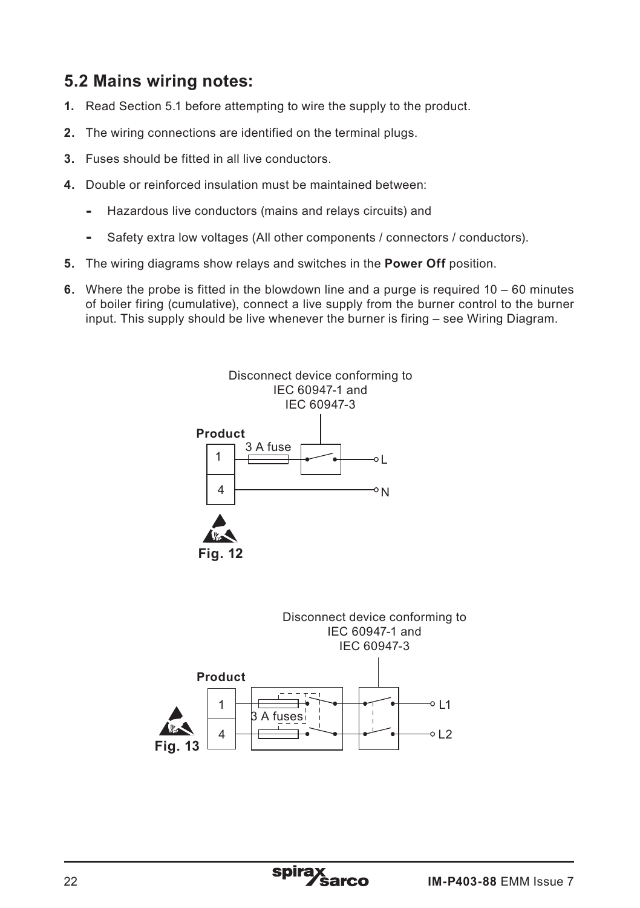## 5.2 Mains wiring notes:

1. Read Section 5.1 before attempting to wire the supply to the product.
2. The wiring connections are identified on the terminal plugs.
3. Fuses should be fitted in all live conductors.
4. Double or reinforced insulation must be maintained between:
   - Hazardous live conductors (mains and relays circuits) and
   - Safety extra low voltages (All other components / connectors / conductors).
5. The wiring diagrams show relays and switches in the **Power Off** position.
6. Where the probe is fitted in the blowdown line and a purge is required 10 – 60 minutes of boiler firing (cumulative), connect a live supply from the burner control to the burner input. This supply should be live whenever the burner is firing – see Wiring Diagram.

Disconnect device conforming to IEC 60947-1 and IEC 60947-3

**Product**

1 — 3 A fuse — L

4 — N

**Fig. 12**

Disconnect device conforming to IEC 60947-1 and IEC 60947-3

**Product**

1 — 3 A fuses — L1

4 — L2

**Fig. 13**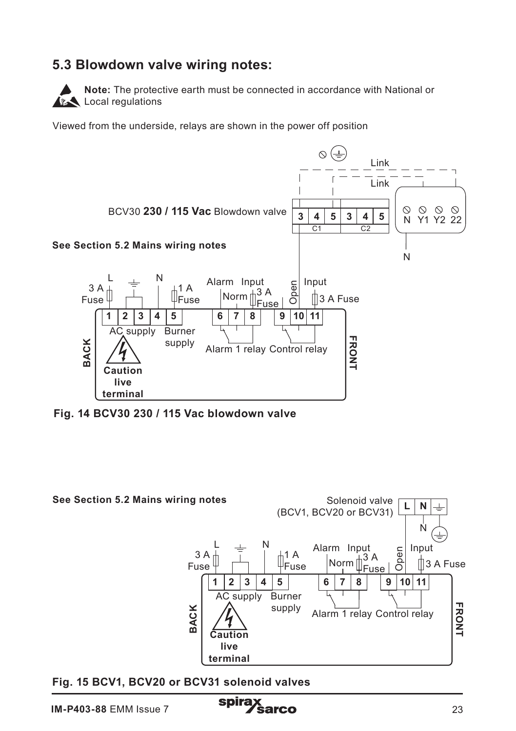## 5.3 Blowdown valve wiring notes:

**Note:** The protective earth must be connected in accordance with National or Local regulations

Viewed from the underside, relays are shown in the power off position

BCV30 **230 / 115 Vac** Blowdown valve

**See Section 5.2 Mains wiring notes**

**Fig. 14 BCV30 230 / 115 Vac blowdown valve**

**See Section 5.2 Mains wiring notes**

**Fig. 15 BCV1, BCV20 or BCV31 solenoid valves**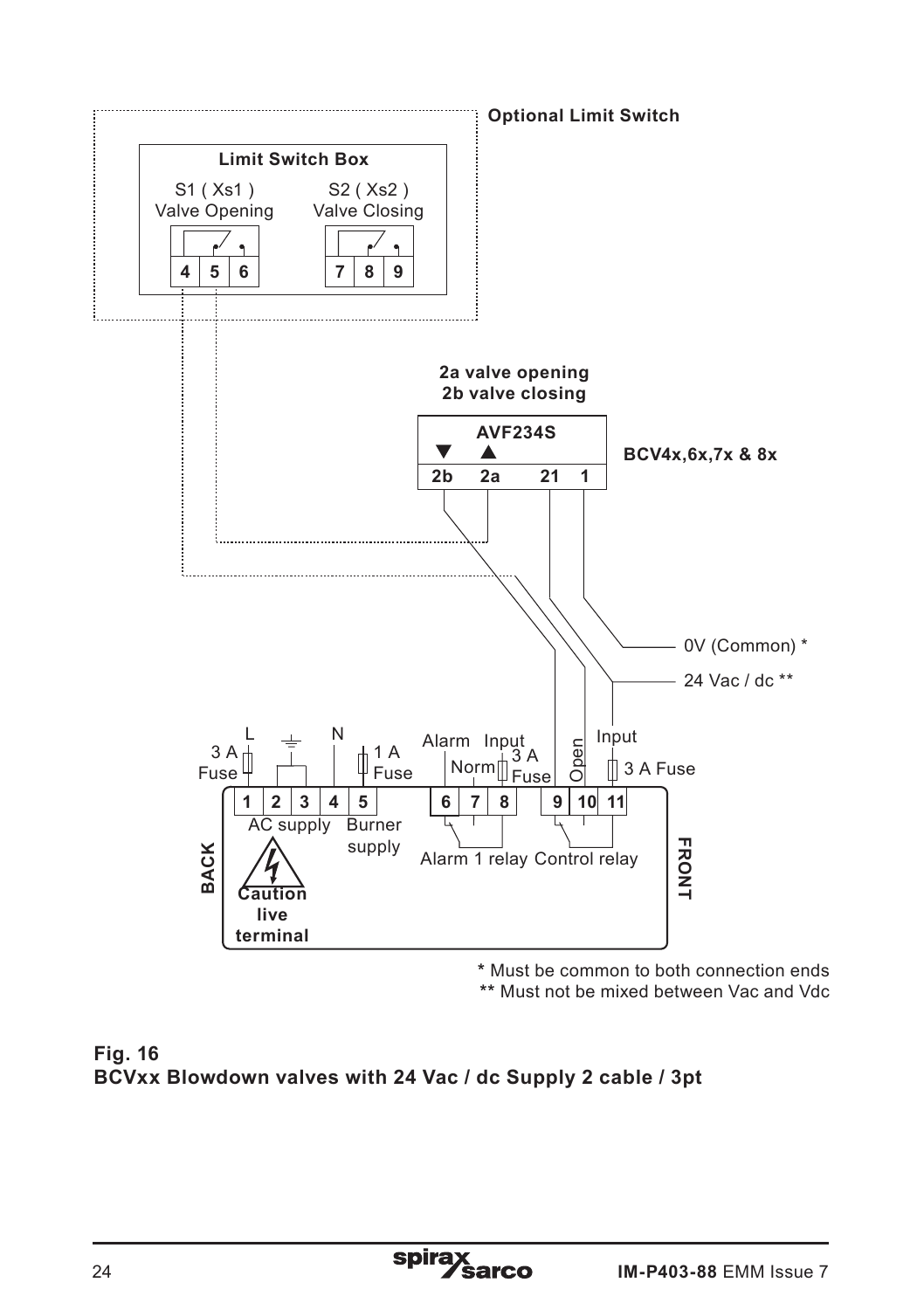**Optional Limit Switch**

**Limit Switch Box**

S1 ( Xs1 )
Valve Opening

S2 ( Xs2 )
Valve Closing

4 | 5 | 6

7 | 8 | 9

**2a valve opening**
**2b valve closing**

**AVF234S**

2b | 2a | 21 | 1

**BCV4x,6x,7x & 8x**

0V (Common) *

24 Vac / dc **

L, 3 A Fuse, N, 1 A Fuse, Alarm, Input, Norm, 3 A Fuse, Open, Input, 3 A Fuse

1 | 2 | 3 | 4 | 5 | 6 | 7 | 8 | 9 | 10 | 11

AC supply, Burner supply, Alarm 1 relay, Control relay

**BACK** **FRONT**

**Caution live terminal**

**\*** Must be common to both connection ends
**\*\*** Must not be mixed between Vac and Vdc

**Fig. 16**
**BCVxx Blowdown valves with 24 Vac / dc Supply 2 cable / 3pt**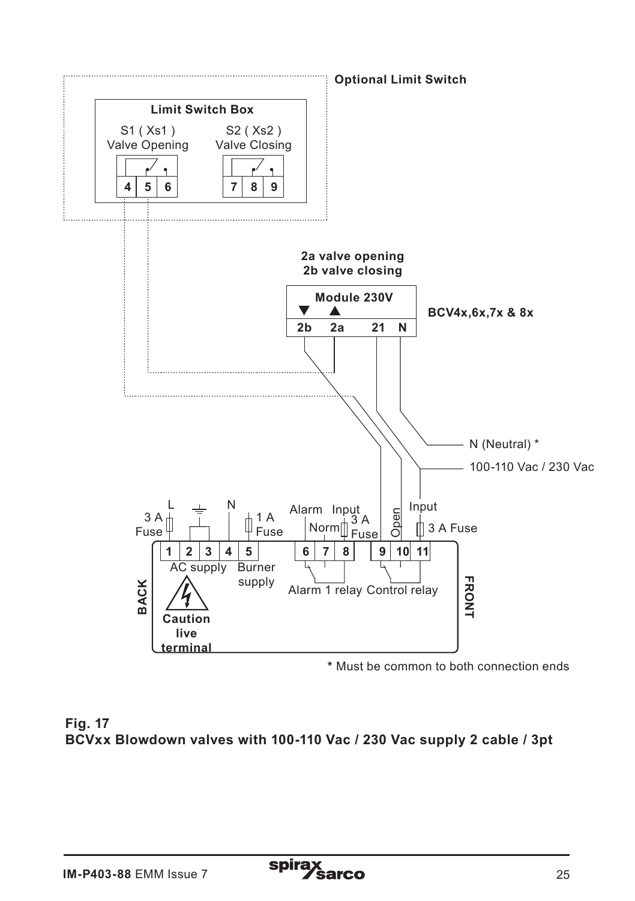Optional Limit Switch

Limit Switch Box

S1 ( Xs1 )
Valve Opening

S2 ( Xs2 )
Valve Closing

4 5 6 7 8 9

2a valve opening
2b valve closing

Module 230V

2b 2a 21 N

BCV4x,6x,7x & 8x

N (Neutral) *

100-110 Vac / 230 Vac

L N

3 A Fuse

1 A Fuse

Alarm Input Norm 3 A Fuse

Open

Input 3 A Fuse

1 2 3 4 5 6 7 8 9 10 11

AC supply Burner supply

Alarm 1 relay Control relay

BACK

FRONT

Caution live terminal

* Must be common to both connection ends

**Fig. 17**
**BCVxx Blowdown valves with 100-110 Vac / 230 Vac supply 2 cable / 3pt**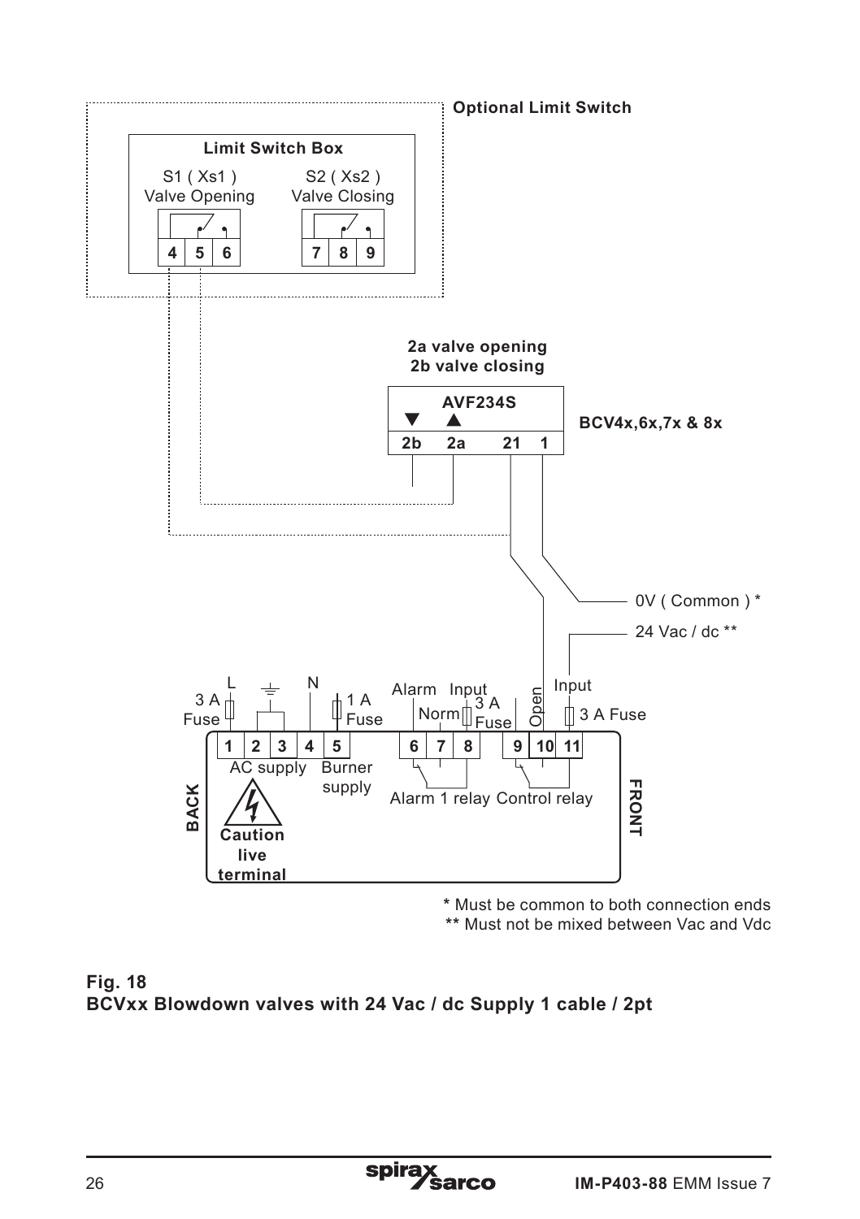**Optional Limit Switch**

**Limit Switch Box**

S1 ( Xs1 )
Valve Opening

S2 ( Xs2 )
Valve Closing

4 5 6 7 8 9

**2a valve opening**
**2b valve closing**

**AVF234S**

**BCV4x,6x,7x & 8x**

2b 2a 21 1

0V ( Common ) *

24 Vac / dc **

L N

3 A Fuse

1 A Fuse

Alarm Input

Norm 3 A Fuse

Open

Input

3 A Fuse

1 2 3 4 5 6 7 8 9 10 11

AC supply

Burner supply

Alarm 1 relay Control relay

BACK

FRONT

Caution live terminal

**\*** Must be common to both connection ends
**\*\*** Must not be mixed between Vac and Vdc

**Fig. 18**
**BCVxx Blowdown valves with 24 Vac / dc Supply 1 cable / 2pt**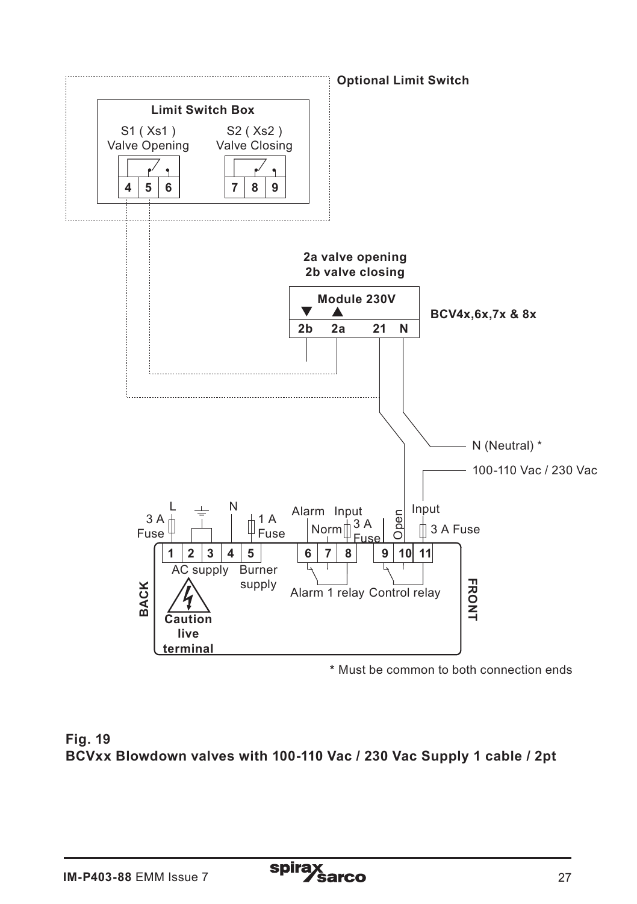**Optional Limit Switch**

**Limit Switch Box**

S1 ( Xs1 )
Valve Opening

S2 ( Xs2 )
Valve Closing

4 5 6    7 8 9

**2a valve opening**
**2b valve closing**

**Module 230V**

2b 2a 21 N

**BCV4x,6x,7x & 8x**

N (Neutral) *

100-110 Vac / 230 Vac

3 A Fuse L ⏚ N 1 A Fuse Alarm Input Norm 3 A Fuse Open Input 3 A Fuse

1 2 3 4 5    6 7 8    9 10 11

AC supply Burner supply Alarm 1 relay Control relay

BACK

FRONT

**Caution live terminal**

**\*** Must be common to both connection ends

**Fig. 19**
**BCVxx Blowdown valves with 100-110 Vac / 230 Vac Supply 1 cable / 2pt**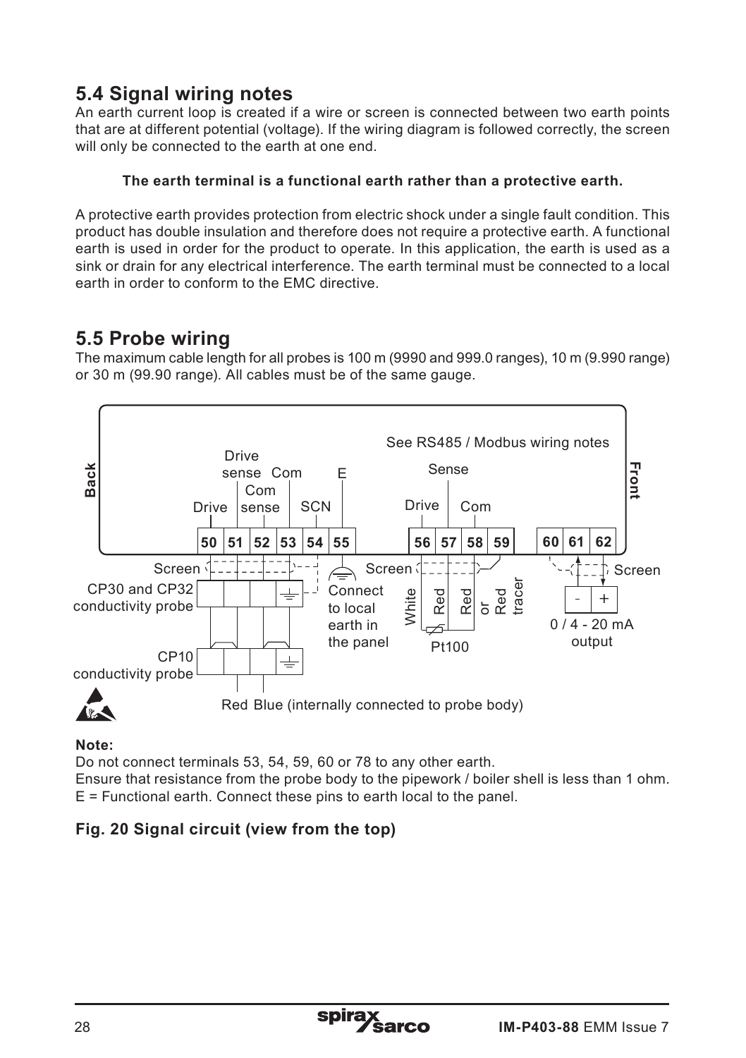## 5.4 Signal wiring notes

An earth current loop is created if a wire or screen is connected between two earth points that are at different potential (voltage). If the wiring diagram is followed correctly, the screen will only be connected to the earth at one end.

**The earth terminal is a functional earth rather than a protective earth.**

A protective earth provides protection from electric shock under a single fault condition. This product has double insulation and therefore does not require a protective earth. A functional earth is used in order for the product to operate. In this application, the earth is used as a sink or drain for any electrical interference. The earth terminal must be connected to a local earth in order to conform to the EMC directive.

## 5.5 Probe wiring

The maximum cable length for all probes is 100 m (9990 and 999.0 ranges), 10 m (9.990 range) or 30 m (99.90 range). All cables must be of the same gauge.

Back

Front

See RS485 / Modbus wiring notes

Drive | Drive sense | Com sense | Com | SCN | E

50 | 51 | 52 | 53 | 54 | 55

Drive | Sense | Com

56 | 57 | 58 | 59

60 | 61 | 62

Screen

CP30 and CP32 conductivity probe

CP10 conductivity probe

Connect to local earth in the panel

Screen

White | Red | Red or Red tracer

Pt100

Screen

- | +

0 / 4 - 20 mA output

Red Blue (internally connected to probe body)

**Note:**

Do not connect terminals 53, 54, 59, 60 or 78 to any other earth.

Ensure that resistance from the probe body to the pipework / boiler shell is less than 1 ohm.

E = Functional earth. Connect these pins to earth local to the panel.

**Fig. 20 Signal circuit (view from the top)**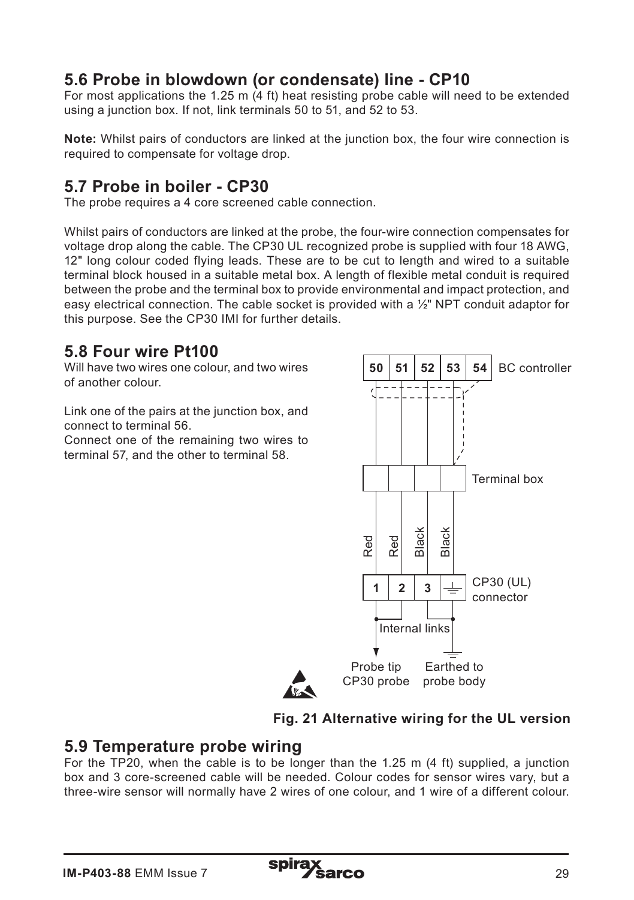## 5.6 Probe in blowdown (or condensate) line - CP10

For most applications the 1.25 m (4 ft) heat resisting probe cable will need to be extended using a junction box. If not, link terminals 50 to 51, and 52 to 53.

**Note:** Whilst pairs of conductors are linked at the junction box, the four wire connection is required to compensate for voltage drop.

## 5.7 Probe in boiler - CP30

The probe requires a 4 core screened cable connection.

Whilst pairs of conductors are linked at the probe, the four-wire connection compensates for voltage drop along the cable. The CP30 UL recognized probe is supplied with four 18 AWG, 12" long colour coded flying leads. These are to be cut to length and wired to a suitable terminal block housed in a suitable metal box. A length of flexible metal conduit is required between the probe and the terminal box to provide environmental and impact protection, and easy electrical connection. The cable socket is provided with a ½" NPT conduit adaptor for this purpose. See the CP30 IMI for further details.

## 5.8 Four wire Pt100

Will have two wires one colour, and two wires of another colour.

Link one of the pairs at the junction box, and connect to terminal 56.

Connect one of the remaining two wires to terminal 57, and the other to terminal 58.

50 | 51 | 52 | 53 | 54 BC controller

Terminal box

Red Red Black Black

1 | 2 | 3 | ⏚ CP30 (UL) connector

Internal links

Probe tip CP30 probe

Earthed to probe body

**Fig. 21 Alternative wiring for the UL version**

## 5.9 Temperature probe wiring

For the TP20, when the cable is to be longer than the 1.25 m (4 ft) supplied, a junction box and 3 core-screened cable will be needed. Colour codes for sensor wires vary, but a three-wire sensor will normally have 2 wires of one colour, and 1 wire of a different colour.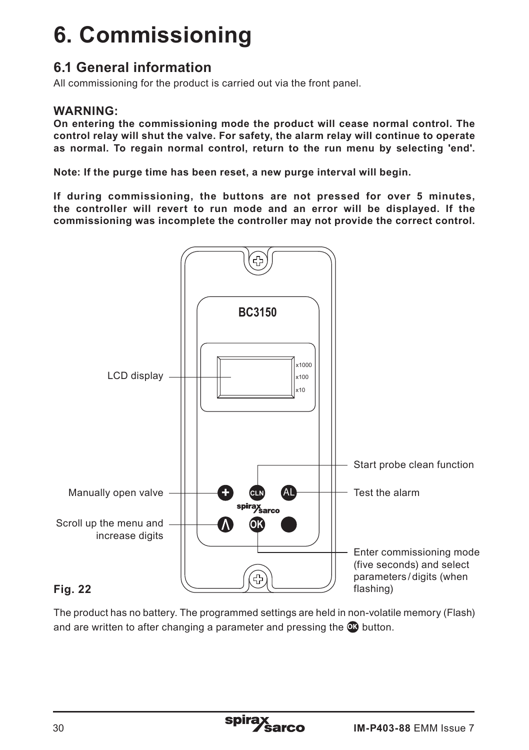# 6. Commissioning

## 6.1 General information

All commissioning for the product is carried out via the front panel.

### WARNING:

**On entering the commissioning mode the product will cease normal control. The control relay will shut the valve. For safety, the alarm relay will continue to operate as normal. To regain normal control, return to the run menu by selecting 'end'.**

**Note: If the purge time has been reset, a new purge interval will begin.**

**If during commissioning, the buttons are not pressed for over 5 minutes, the controller will revert to run mode and an error will be displayed. If the commissioning was incomplete the controller may not provide the correct control.**

BC3150

LCD display

x1000
x100
x10

Start probe clean function

Manually open valve

Test the alarm

Scroll up the menu and increase digits

Enter commissioning mode (five seconds) and select parameters / digits (when flashing)

**Fig. 22**

The product has no battery. The programmed settings are held in non-volatile memory (Flash) and are written to after changing a parameter and pressing the OK button.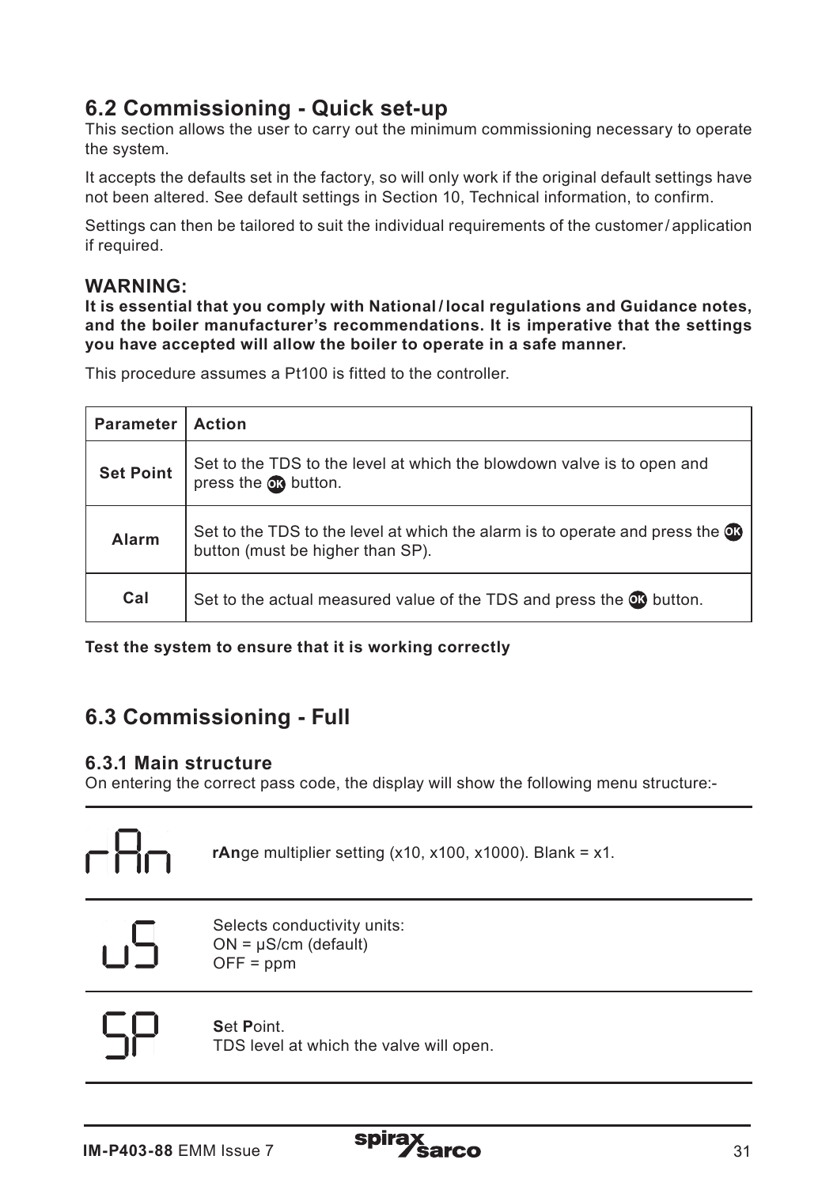## 6.2 Commissioning - Quick set-up

This section allows the user to carry out the minimum commissioning necessary to operate the system.

It accepts the defaults set in the factory, so will only work if the original default settings have not been altered. See default settings in Section 10, Technical information, to confirm.

Settings can then be tailored to suit the individual requirements of the customer / application if required.

### WARNING:

**It is essential that you comply with National / local regulations and Guidance notes, and the boiler manufacturer's recommendations. It is imperative that the settings you have accepted will allow the boiler to operate in a safe manner.**

This procedure assumes a Pt100 is fitted to the controller.

| Parameter | Action |
|---|---|
| **Set Point** | Set to the TDS to the level at which the blowdown valve is to open and press the OK button. |
| **Alarm** | Set to the TDS to the level at which the alarm is to operate and press the OK button (must be higher than SP). |
| **Cal** | Set to the actual measured value of the TDS and press the OK button. |

**Test the system to ensure that it is working correctly**

## 6.3 Commissioning - Full

### 6.3.1 Main structure

On entering the correct pass code, the display will show the following menu structure:-

| | |
|---|---|
| rAn | **rAn**ge multiplier setting (x10, x100, x1000). Blank = x1. |
| uS | Selects conductivity units:<br>ON = μS/cm (default)<br>OFF = ppm |
| SP | **S**et **P**oint.<br>TDS level at which the valve will open. |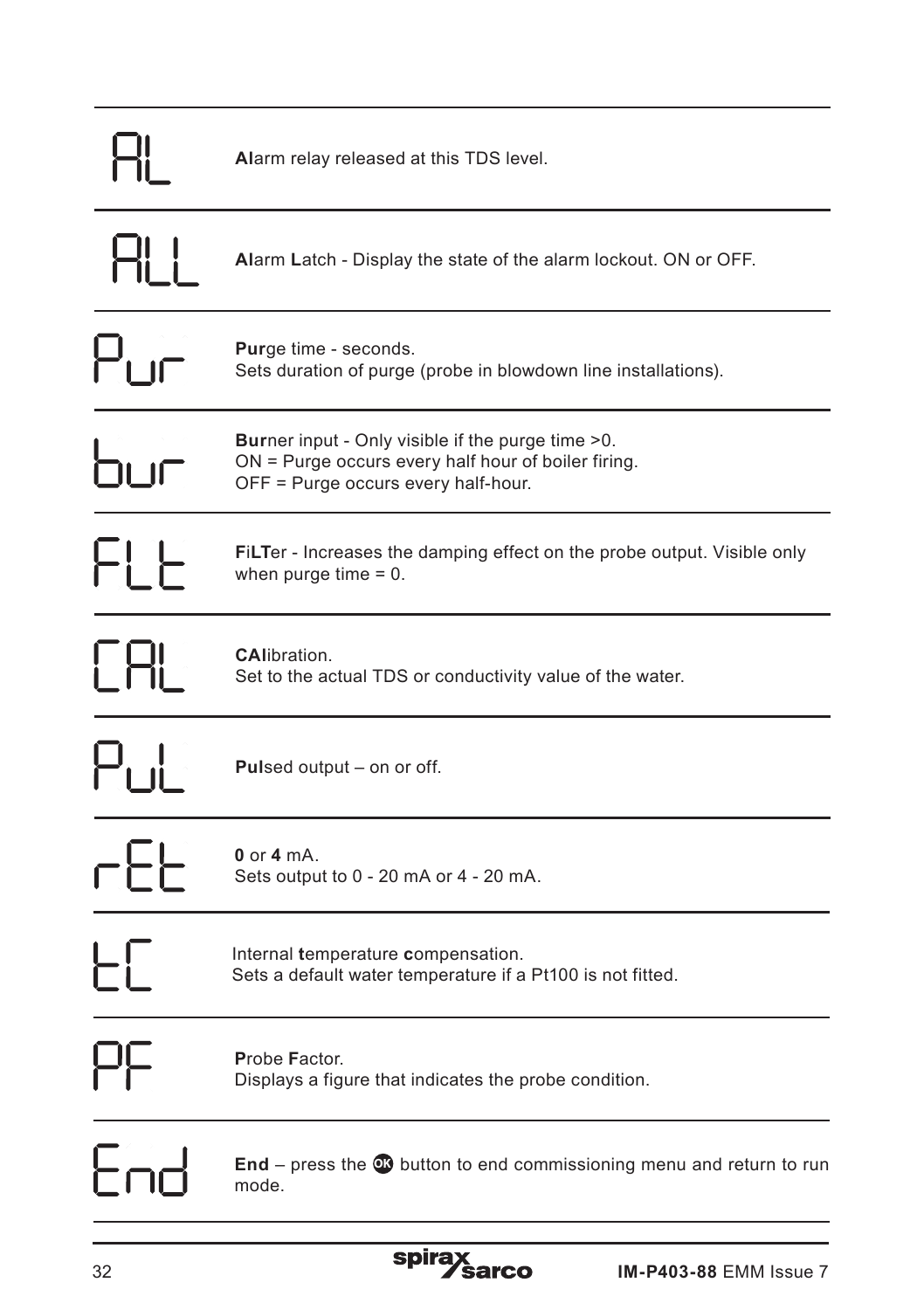| Display | Description |
|---|---|
| AL | **Al**arm relay released at this TDS level. |
| ALL | **Al**arm **L**atch - Display the state of the alarm lockout. ON or OFF. |
| Pur | **Pur**ge time - seconds.<br>Sets duration of purge (probe in blowdown line installations). |
| bur | **Bur**ner input - Only visible if the purge time >0.<br>ON = Purge occurs every half hour of boiler firing.<br>OFF = Purge occurs every half-hour. |
| FLt | **F**i**LT**er - Increases the damping effect on the probe output. Visible only when purge time = 0. |
| CAL | **CAl**ibration.<br>Set to the actual TDS or conductivity value of the water. |
| PuL | **Pul**sed output – on or off. |
| rEt | **0** or **4** mA.<br>Sets output to 0 - 20 mA or 4 - 20 mA. |
| tC | Internal **t**emperature **c**ompensation.<br>Sets a default water temperature if a Pt100 is not fitted. |
| PF | **P**robe **F**actor.<br>Displays a figure that indicates the probe condition. |
| End | **End** – press the OK button to end commissioning menu and return to run mode. |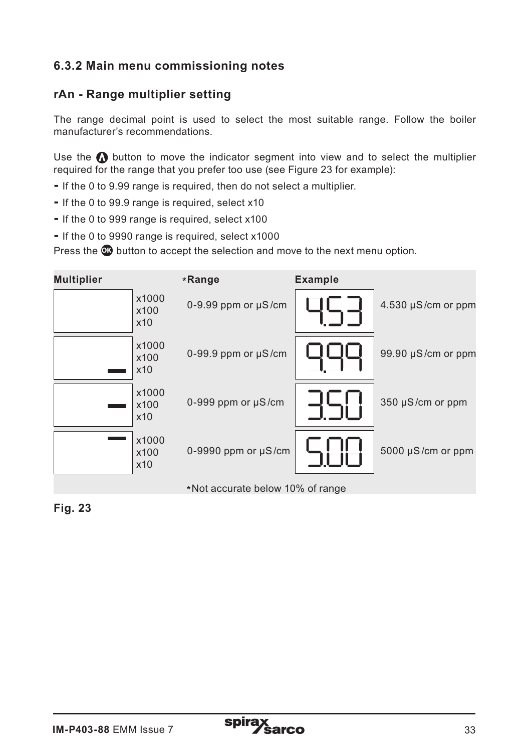### 6.3.2 Main menu commissioning notes

### rAn - Range multiplier setting

The range decimal point is used to select the most suitable range. Follow the boiler manufacturer's recommendations.

Use the ∧ button to move the indicator segment into view and to select the multiplier required for the range that you prefer too use (see Figure 23 for example):

- If the 0 to 9.99 range is required, then do not select a multiplier.
- If the 0 to 99.9 range is required, select x10
- If the 0 to 999 range is required, select x100
- If the 0 to 9990 range is required, select x1000

Press the OK button to accept the selection and move to the next menu option.

| Multiplier | *Range | Example | |
|---|---|---|---|
| (no segment) x1000 / x100 / x10 | 0-9.99 ppm or μS/cm | 4.53 | 4.530 μS/cm or ppm |
| (segment at x10) x1000 / x100 / x10 | 0-99.9 ppm or μS/cm | 99.9 | 99.90 μS/cm or ppm |
| (segment at x100) x1000 / x100 / x10 | 0-999 ppm or μS/cm | 3.50 | 350 μS/cm or ppm |
| (segment at x1000) x1000 / x100 / x10 | 0-9990 ppm or μS/cm | 5.00 | 5000 μS/cm or ppm |

*Not accurate below 10% of range

**Fig. 23**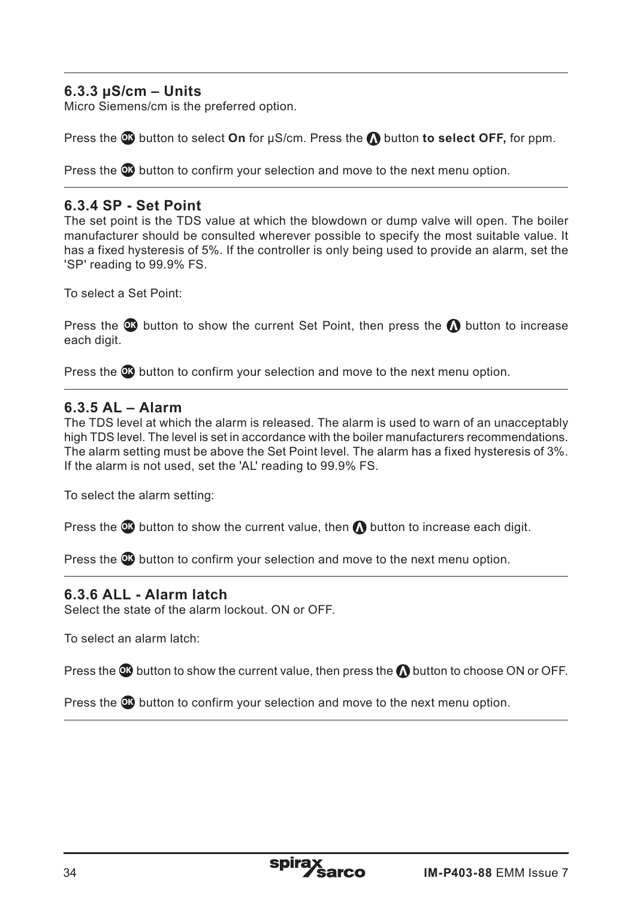### 6.3.3 µS/cm – Units

Micro Siemens/cm is the preferred option.

Press the OK button to select **On** for µS/cm. Press the Λ button **to select OFF,** for ppm.

Press the OK button to confirm your selection and move to the next menu option.

### 6.3.4 SP - Set Point

The set point is the TDS value at which the blowdown or dump valve will open. The boiler manufacturer should be consulted wherever possible to specify the most suitable value. It has a fixed hysteresis of 5%. If the controller is only being used to provide an alarm, set the 'SP' reading to 99.9% FS.

To select a Set Point:

Press the OK button to show the current Set Point, then press the Λ button to increase each digit.

Press the OK button to confirm your selection and move to the next menu option.

### 6.3.5 AL – Alarm

The TDS level at which the alarm is released. The alarm is used to warn of an unacceptably high TDS level. The level is set in accordance with the boiler manufacturers recommendations. The alarm setting must be above the Set Point level. The alarm has a fixed hysteresis of 3%. If the alarm is not used, set the 'AL' reading to 99.9% FS.

To select the alarm setting:

Press the OK button to show the current value, then Λ button to increase each digit.

Press the OK button to confirm your selection and move to the next menu option.

### 6.3.6 ALL - Alarm latch

Select the state of the alarm lockout. ON or OFF.

To select an alarm latch:

Press the OK button to show the current value, then press the Λ button to choose ON or OFF.

Press the OK button to confirm your selection and move to the next menu option.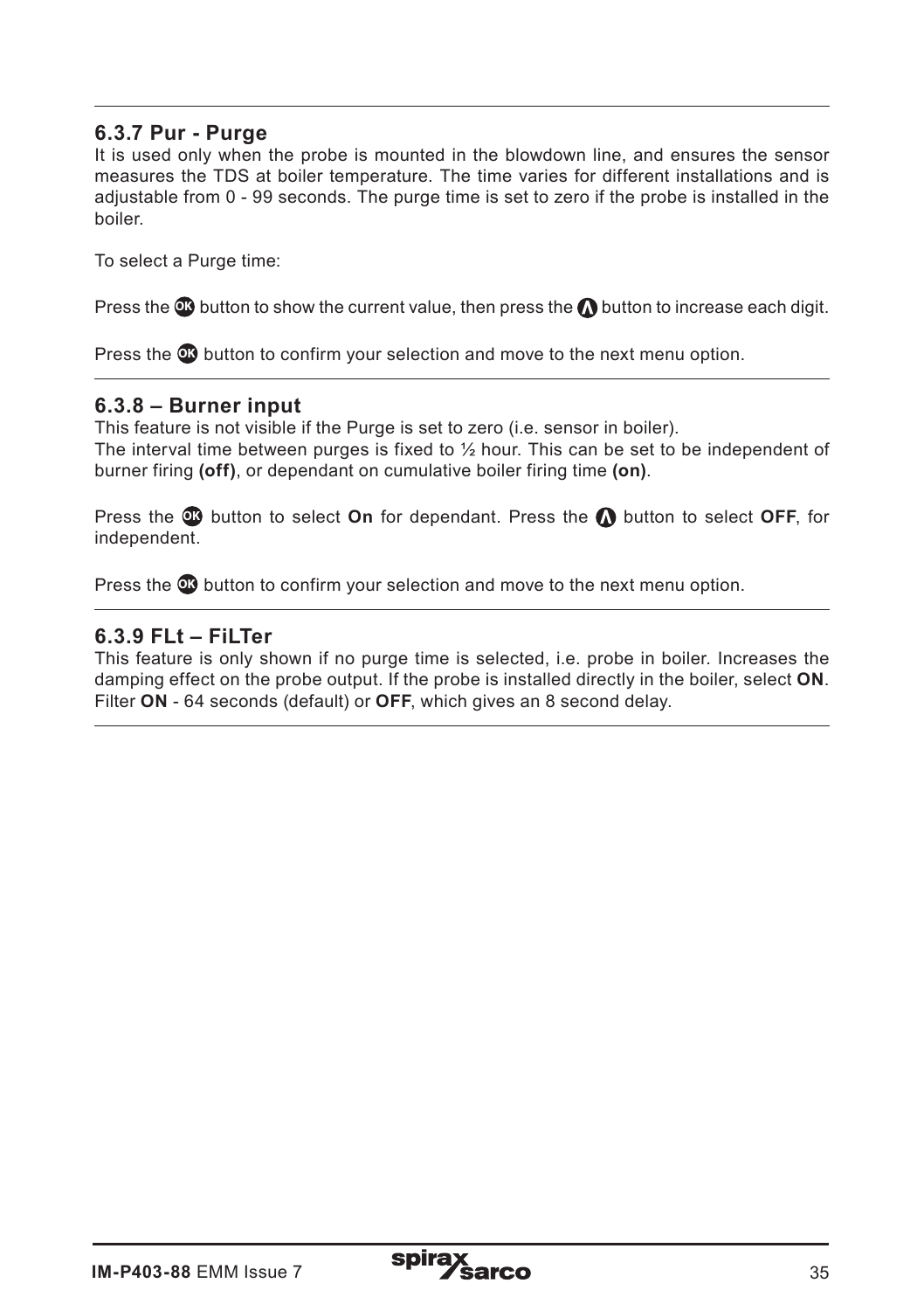### 6.3.7 Pur - Purge

It is used only when the probe is mounted in the blowdown line, and ensures the sensor measures the TDS at boiler temperature. The time varies for different installations and is adjustable from 0 - 99 seconds. The purge time is set to zero if the probe is installed in the boiler.

To select a Purge time:

Press the OK button to show the current value, then press the Λ button to increase each digit.

Press the OK button to confirm your selection and move to the next menu option.

### 6.3.8 – Burner input

This feature is not visible if the Purge is set to zero (i.e. sensor in boiler).
The interval time between purges is fixed to ½ hour. This can be set to be independent of burner firing **(off)**, or dependant on cumulative boiler firing time **(on)**.

Press the OK button to select **On** for dependant. Press the Λ button to select **OFF**, for independent.

Press the OK button to confirm your selection and move to the next menu option.

### 6.3.9 FLt – FiLTer

This feature is only shown if no purge time is selected, i.e. probe in boiler. Increases the damping effect on the probe output. If the probe is installed directly in the boiler, select **ON**. Filter **ON** - 64 seconds (default) or **OFF**, which gives an 8 second delay.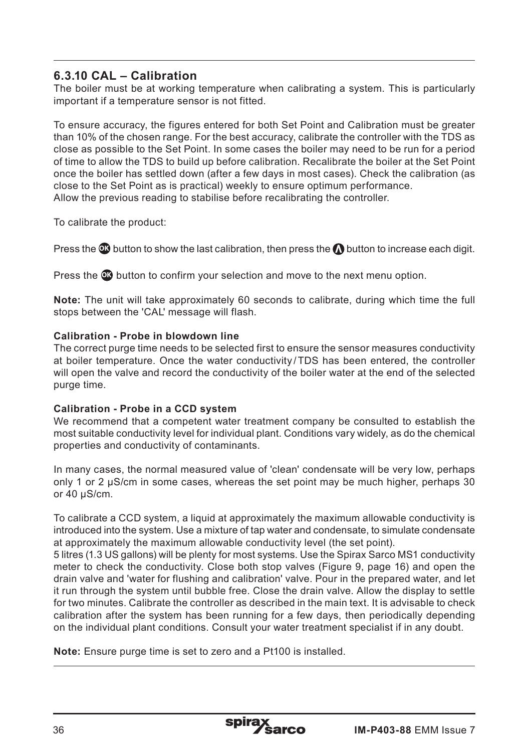### 6.3.10 CAL – Calibration

The boiler must be at working temperature when calibrating a system. This is particularly important if a temperature sensor is not fitted.

To ensure accuracy, the figures entered for both Set Point and Calibration must be greater than 10% of the chosen range. For the best accuracy, calibrate the controller with the TDS as close as possible to the Set Point. In some cases the boiler may need to be run for a period of time to allow the TDS to build up before calibration. Recalibrate the boiler at the Set Point once the boiler has settled down (after a few days in most cases). Check the calibration (as close to the Set Point as is practical) weekly to ensure optimum performance.
Allow the previous reading to stabilise before recalibrating the controller.

To calibrate the product:

Press the OK button to show the last calibration, then press the ∧ button to increase each digit.

Press the OK button to confirm your selection and move to the next menu option.

**Note:** The unit will take approximately 60 seconds to calibrate, during which time the full stops between the 'CAL' message will flash.

**Calibration - Probe in blowdown line**
The correct purge time needs to be selected first to ensure the sensor measures conductivity at boiler temperature. Once the water conductivity / TDS has been entered, the controller will open the valve and record the conductivity of the boiler water at the end of the selected purge time.

**Calibration - Probe in a CCD system**
We recommend that a competent water treatment company be consulted to establish the most suitable conductivity level for individual plant. Conditions vary widely, as do the chemical properties and conductivity of contaminants.

In many cases, the normal measured value of 'clean' condensate will be very low, perhaps only 1 or 2 µS/cm in some cases, whereas the set point may be much higher, perhaps 30 or 40 µS/cm.

To calibrate a CCD system, a liquid at approximately the maximum allowable conductivity is introduced into the system. Use a mixture of tap water and condensate, to simulate condensate at approximately the maximum allowable conductivity level (the set point).
5 litres (1.3 US gallons) will be plenty for most systems. Use the Spirax Sarco MS1 conductivity meter to check the conductivity. Close both stop valves (Figure 9, page 16) and open the drain valve and 'water for flushing and calibration' valve. Pour in the prepared water, and let it run through the system until bubble free. Close the drain valve. Allow the display to settle for two minutes. Calibrate the controller as described in the main text. It is advisable to check calibration after the system has been running for a few days, then periodically depending on the individual plant conditions. Consult your water treatment specialist if in any doubt.

**Note:** Ensure purge time is set to zero and a Pt100 is installed.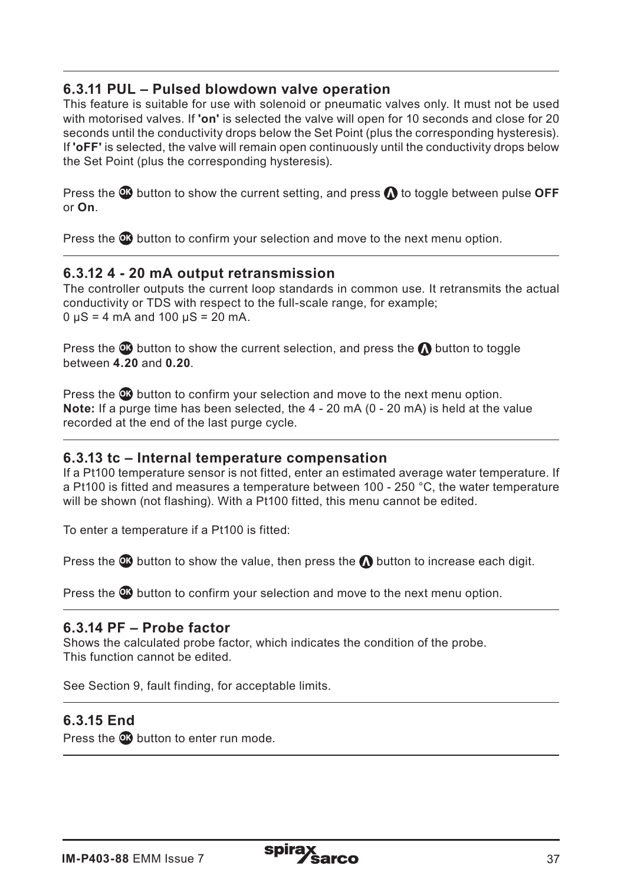### 6.3.11 PUL – Pulsed blowdown valve operation

This feature is suitable for use with solenoid or pneumatic valves only. It must not be used with motorised valves. If **'on'** is selected the valve will open for 10 seconds and close for 20 seconds until the conductivity drops below the Set Point (plus the corresponding hysteresis). If **'oFF'** is selected, the valve will remain open continuously until the conductivity drops below the Set Point (plus the corresponding hysteresis).

Press the OK button to show the current setting, and press Λ to toggle between pulse **OFF** or **On**.

Press the OK button to confirm your selection and move to the next menu option.

### 6.3.12 4 - 20 mA output retransmission

The controller outputs the current loop standards in common use. It retransmits the actual conductivity or TDS with respect to the full-scale range, for example;
0 µS = 4 mA and 100 µS = 20 mA.

Press the OK button to show the current selection, and press the Λ button to toggle between **4.20** and **0.20**.

Press the OK button to confirm your selection and move to the next menu option.
**Note:** If a purge time has been selected, the 4 - 20 mA (0 - 20 mA) is held at the value recorded at the end of the last purge cycle.

### 6.3.13 tc – Internal temperature compensation

If a Pt100 temperature sensor is not fitted, enter an estimated average water temperature. If a Pt100 is fitted and measures a temperature between 100 - 250 °C, the water temperature will be shown (not flashing). With a Pt100 fitted, this menu cannot be edited.

To enter a temperature if a Pt100 is fitted:

Press the OK button to show the value, then press the Λ button to increase each digit.

Press the OK button to confirm your selection and move to the next menu option.

### 6.3.14 PF – Probe factor

Shows the calculated probe factor, which indicates the condition of the probe.
This function cannot be edited.

See Section 9, fault finding, for acceptable limits.

### 6.3.15 End

Press the OK button to enter run mode.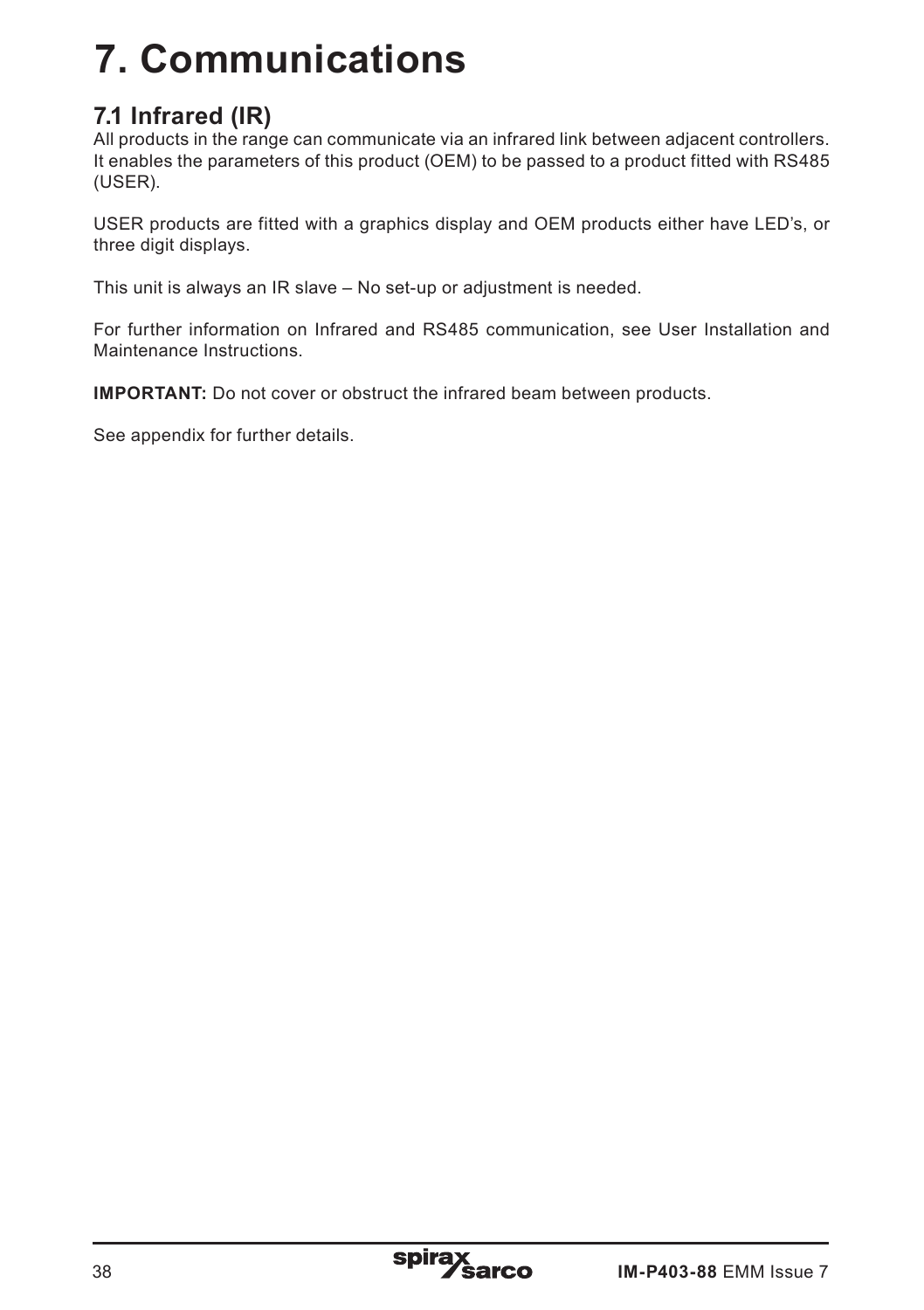# 7. Communications

## 7.1 Infrared (IR)

All products in the range can communicate via an infrared link between adjacent controllers. It enables the parameters of this product (OEM) to be passed to a product fitted with RS485 (USER).

USER products are fitted with a graphics display and OEM products either have LED's, or three digit displays.

This unit is always an IR slave – No set-up or adjustment is needed.

For further information on Infrared and RS485 communication, see User Installation and Maintenance Instructions.

**IMPORTANT:** Do not cover or obstruct the infrared beam between products.

See appendix for further details.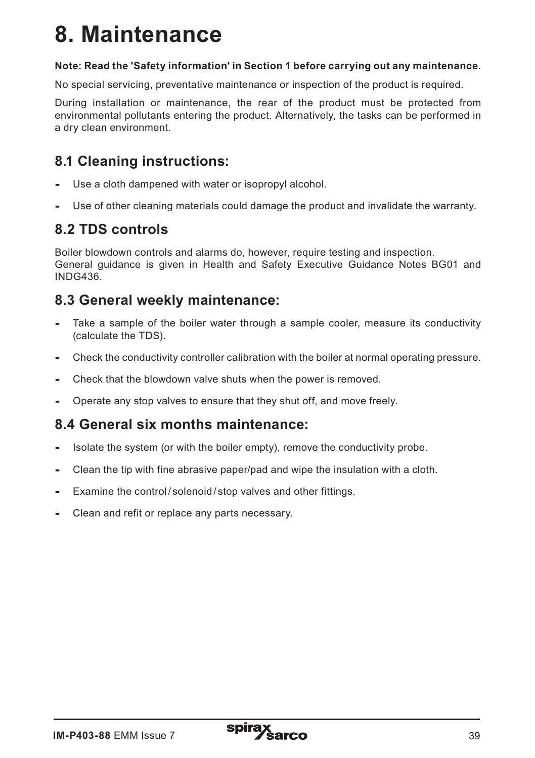# 8. Maintenance

**Note: Read the 'Safety information' in Section 1 before carrying out any maintenance.**

No special servicing, preventative maintenance or inspection of the product is required.

During installation or maintenance, the rear of the product must be protected from environmental pollutants entering the product. Alternatively, the tasks can be performed in a dry clean environment.

## 8.1 Cleaning instructions:

- Use a cloth dampened with water or isopropyl alcohol.
- Use of other cleaning materials could damage the product and invalidate the warranty.

## 8.2 TDS controls

Boiler blowdown controls and alarms do, however, require testing and inspection.
General guidance is given in Health and Safety Executive Guidance Notes BG01 and INDG436.

## 8.3 General weekly maintenance:

- Take a sample of the boiler water through a sample cooler, measure its conductivity (calculate the TDS).
- Check the conductivity controller calibration with the boiler at normal operating pressure.
- Check that the blowdown valve shuts when the power is removed.
- Operate any stop valves to ensure that they shut off, and move freely.

## 8.4 General six months maintenance:

- Isolate the system (or with the boiler empty), remove the conductivity probe.
- Clean the tip with fine abrasive paper/pad and wipe the insulation with a cloth.
- Examine the control / solenoid / stop valves and other fittings.
- Clean and refit or replace any parts necessary.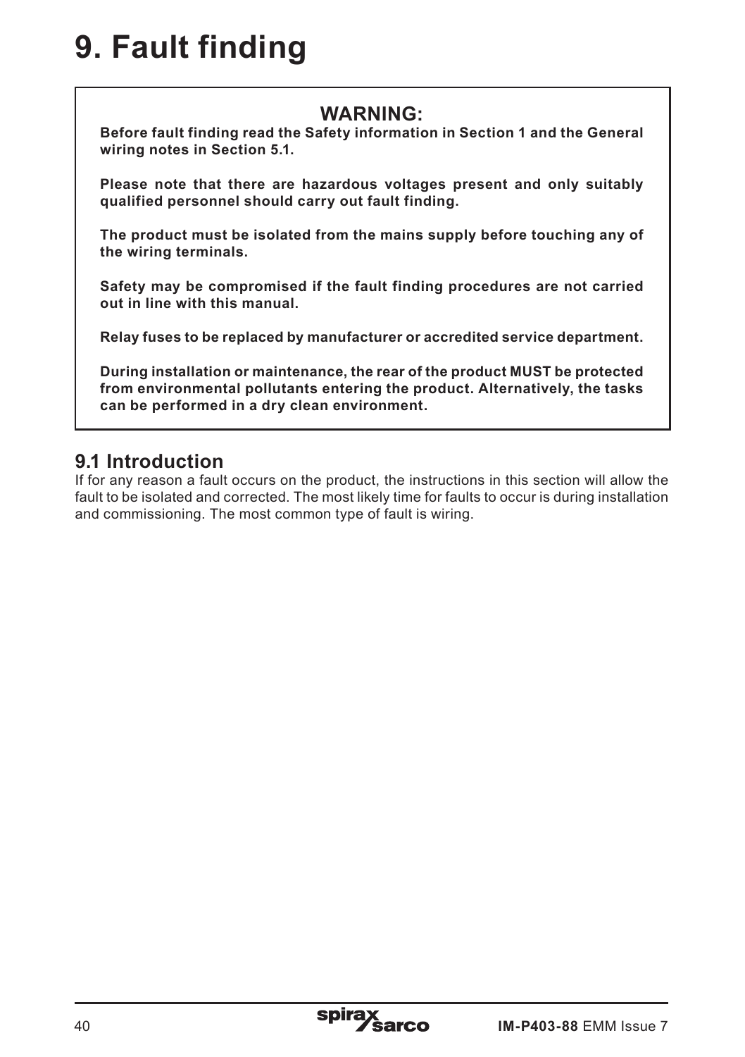# 9. Fault finding

**WARNING:**

**Before fault finding read the Safety information in Section 1 and the General wiring notes in Section 5.1.**

**Please note that there are hazardous voltages present and only suitably qualified personnel should carry out fault finding.**

**The product must be isolated from the mains supply before touching any of the wiring terminals.**

**Safety may be compromised if the fault finding procedures are not carried out in line with this manual.**

**Relay fuses to be replaced by manufacturer or accredited service department.**

**During installation or maintenance, the rear of the product MUST be protected from environmental pollutants entering the product. Alternatively, the tasks can be performed in a dry clean environment.**

## 9.1 Introduction

If for any reason a fault occurs on the product, the instructions in this section will allow the fault to be isolated and corrected. The most likely time for faults to occur is during installation and commissioning. The most common type of fault is wiring.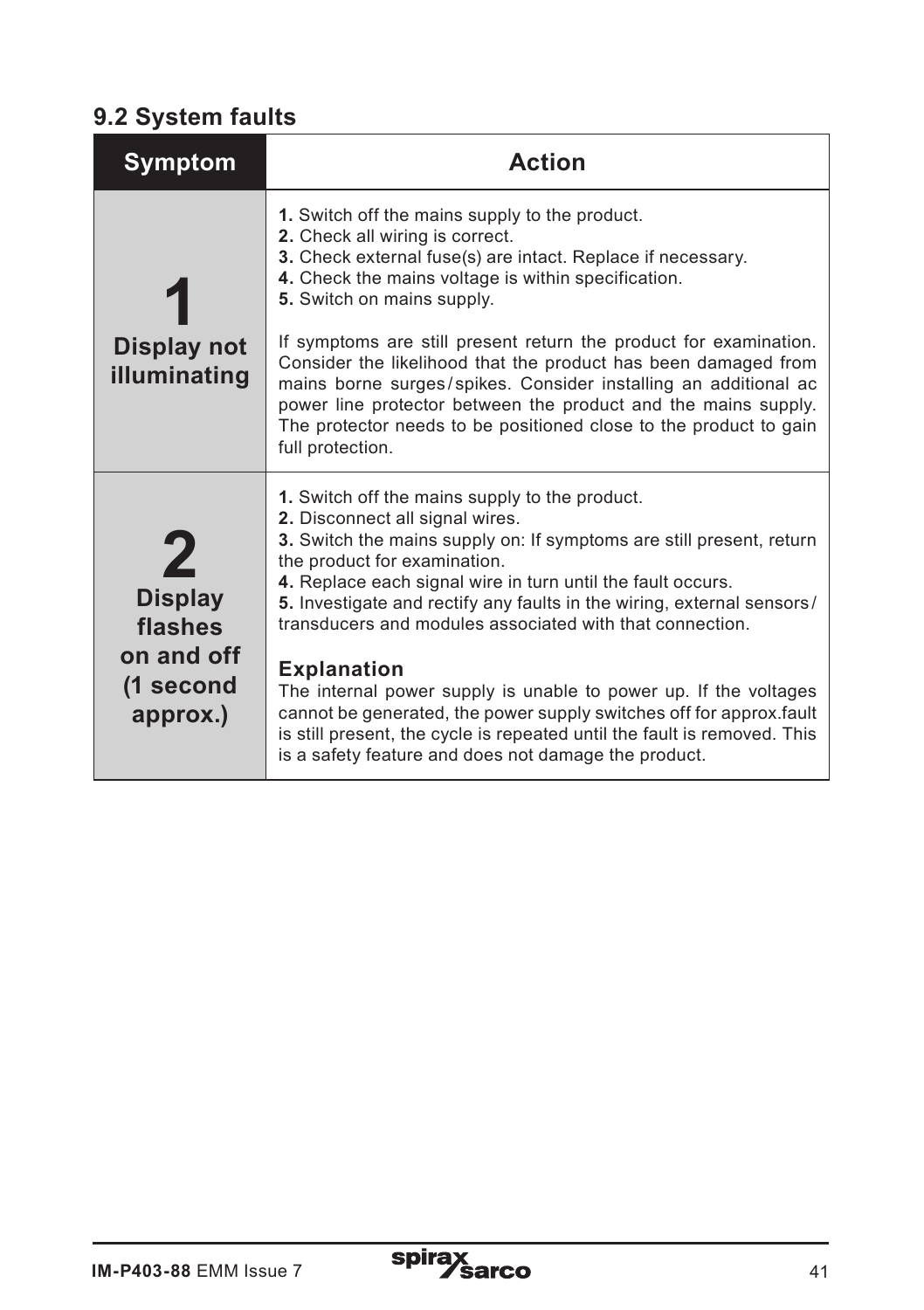## 9.2 System faults

| Symptom | Action |
|---|---|
| **1** **Display not illuminating** | **1.** Switch off the mains supply to the product.<br>**2.** Check all wiring is correct.<br>**3.** Check external fuse(s) are intact. Replace if necessary.<br>**4.** Check the mains voltage is within specification.<br>**5.** Switch on mains supply.<br><br>If symptoms are still present return the product for examination. Consider the likelihood that the product has been damaged from mains borne surges / spikes. Consider installing an additional ac power line protector between the product and the mains supply. The protector needs to be positioned close to the product to gain full protection. |
| **2** **Display flashes on and off (1 second approx.)** | **1.** Switch off the mains supply to the product.<br>**2.** Disconnect all signal wires.<br>**3.** Switch the mains supply on: If symptoms are still present, return the product for examination.<br>**4.** Replace each signal wire in turn until the fault occurs.<br>**5.** Investigate and rectify any faults in the wiring, external sensors / transducers and modules associated with that connection.<br><br>**Explanation**<br>The internal power supply is unable to power up. If the voltages cannot be generated, the power supply switches off for approx.fault is still present, the cycle is repeated until the fault is removed. This is a safety feature and does not damage the product. |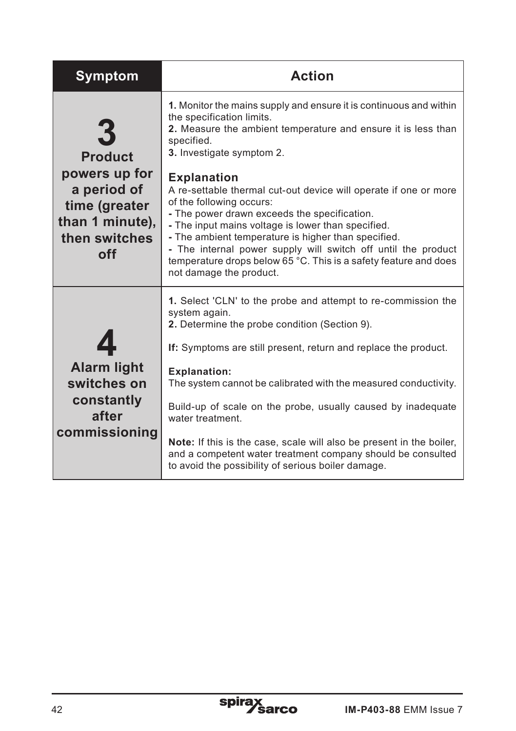| Symptom | Action |
|---|---|
| **3**<br>**Product powers up for a period of time (greater than 1 minute), then switches off** | **1.** Monitor the mains supply and ensure it is continuous and within the specification limits.<br>**2.** Measure the ambient temperature and ensure it is less than specified.<br>**3.** Investigate symptom 2.<br><br>**Explanation**<br>A re-settable thermal cut-out device will operate if one or more of the following occurs:<br>**-** The power drawn exceeds the specification.<br>**-** The input mains voltage is lower than specified.<br>**-** The ambient temperature is higher than specified.<br>**-** The internal power supply will switch off until the product temperature drops below 65 °C. This is a safety feature and does not damage the product. |
| **4**<br>**Alarm light switches on constantly after commissioning** | **1.** Select 'CLN' to the probe and attempt to re-commission the system again.<br>**2.** Determine the probe condition (Section 9).<br><br>**If:** Symptoms are still present, return and replace the product.<br><br>**Explanation:**<br>The system cannot be calibrated with the measured conductivity.<br><br>Build-up of scale on the probe, usually caused by inadequate water treatment.<br><br>**Note:** If this is the case, scale will also be present in the boiler, and a competent water treatment company should be consulted to avoid the possibility of serious boiler damage. |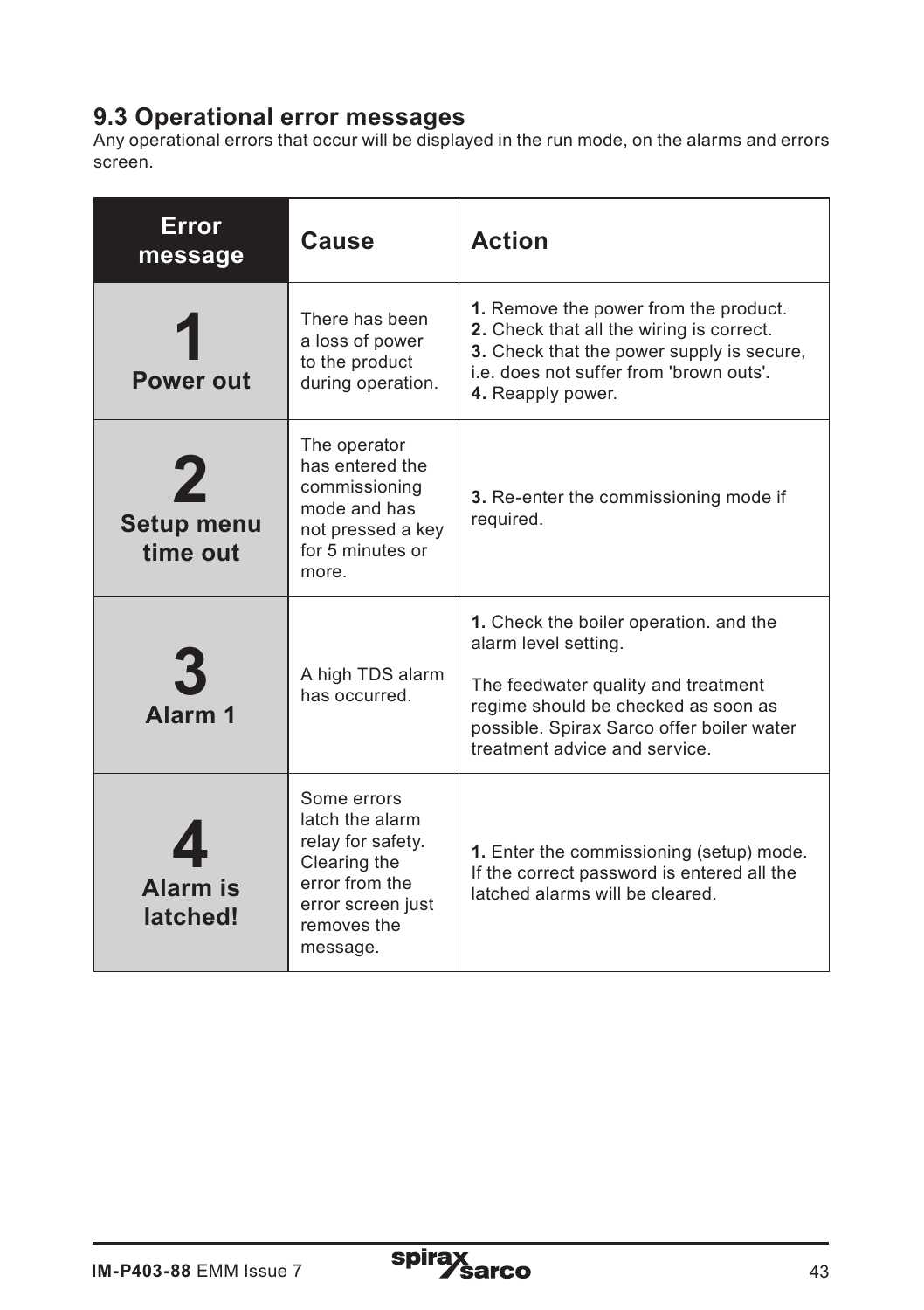## 9.3 Operational error messages

Any operational errors that occur will be displayed in the run mode, on the alarms and errors screen.

| Error message | Cause | Action |
|---|---|---|
| **1** **Power out** | There has been a loss of power to the product during operation. | **1.** Remove the power from the product.<br>**2.** Check that all the wiring is correct.<br>**3.** Check that the power supply is secure, i.e. does not suffer from 'brown outs'.<br>**4.** Reapply power. |
| **2** **Setup menu time out** | The operator has entered the commissioning mode and has not pressed a key for 5 minutes or more. | **3.** Re-enter the commissioning mode if required. |
| **3** **Alarm 1** | A high TDS alarm has occurred. | **1.** Check the boiler operation. and the alarm level setting.<br><br>The feedwater quality and treatment regime should be checked as soon as possible. Spirax Sarco offer boiler water treatment advice and service. |
| **4** **Alarm is latched!** | Some errors latch the alarm relay for safety. Clearing the error from the error screen just removes the message. | **1.** Enter the commissioning (setup) mode. If the correct password is entered all the latched alarms will be cleared. |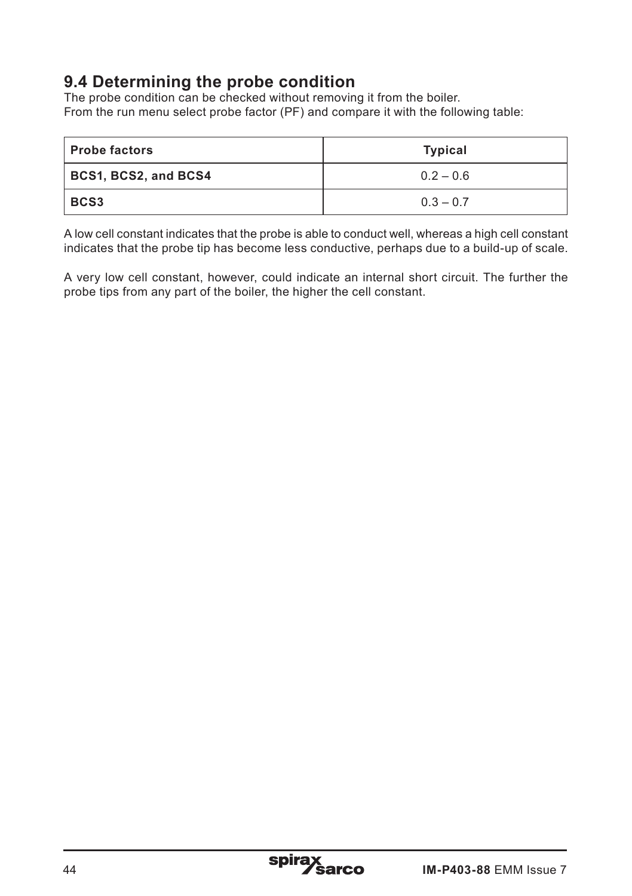## 9.4 Determining the probe condition

The probe condition can be checked without removing it from the boiler.
From the run menu select probe factor (PF) and compare it with the following table:

| **Probe factors** | **Typical** |
|---|---|
| **BCS1, BCS2, and BCS4** | 0.2 – 0.6 |
| **BCS3** | 0.3 – 0.7 |

A low cell constant indicates that the probe is able to conduct well, whereas a high cell constant indicates that the probe tip has become less conductive, perhaps due to a build-up of scale.

A very low cell constant, however, could indicate an internal short circuit. The further the probe tips from any part of the boiler, the higher the cell constant.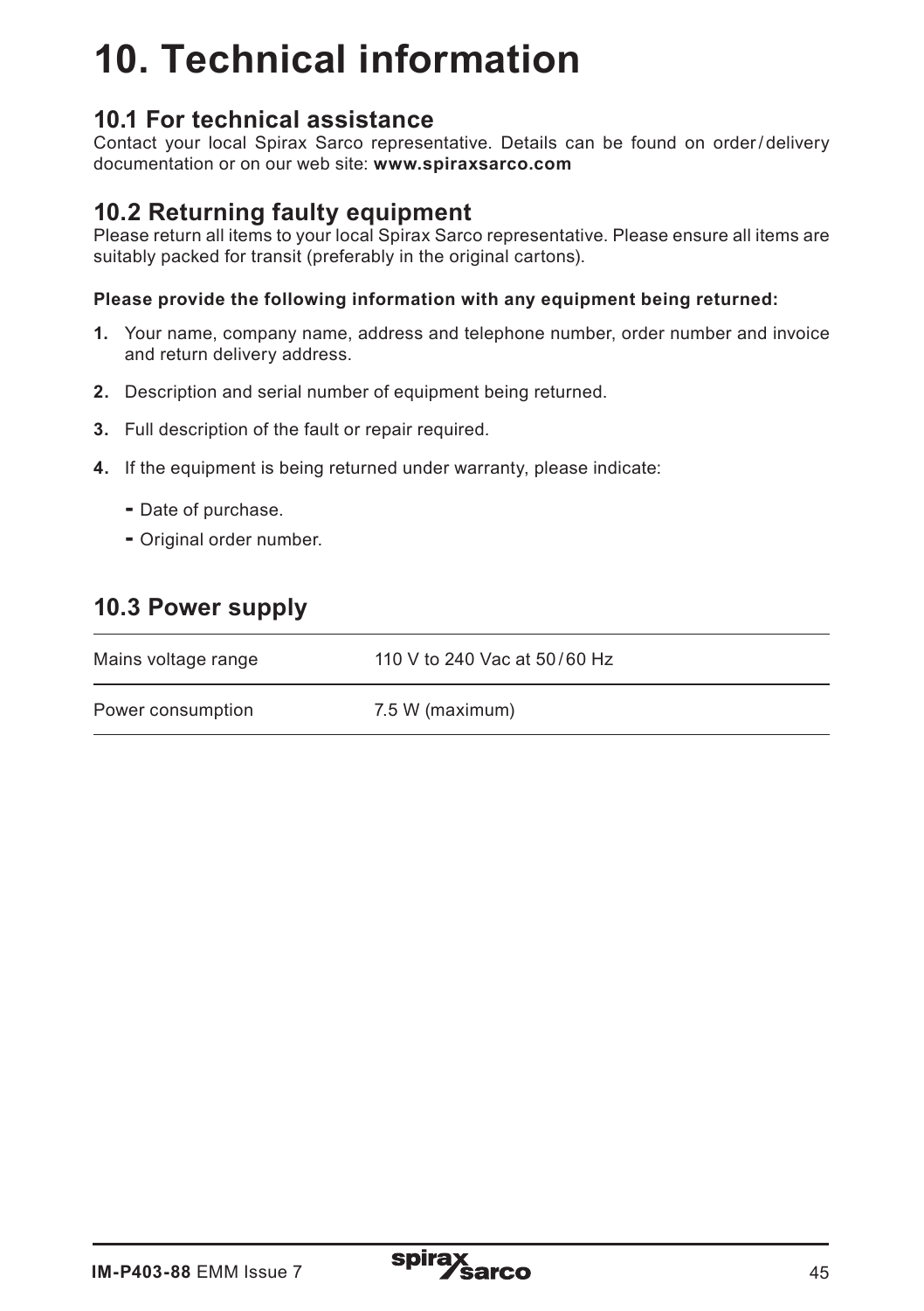# 10. Technical information

## 10.1 For technical assistance

Contact your local Spirax Sarco representative. Details can be found on order/delivery documentation or on our web site: **www.spiraxsarco.com**

## 10.2 Returning faulty equipment

Please return all items to your local Spirax Sarco representative. Please ensure all items are suitably packed for transit (preferably in the original cartons).

**Please provide the following information with any equipment being returned:**

1. Your name, company name, address and telephone number, order number and invoice and return delivery address.
2. Description and serial number of equipment being returned.
3. Full description of the fault or repair required.
4. If the equipment is being returned under warranty, please indicate:
   - Date of purchase.
   - Original order number.

## 10.3 Power supply

| | |
|---|---|
| Mains voltage range | 110 V to 240 Vac at 50/60 Hz |
| Power consumption | 7.5 W (maximum) |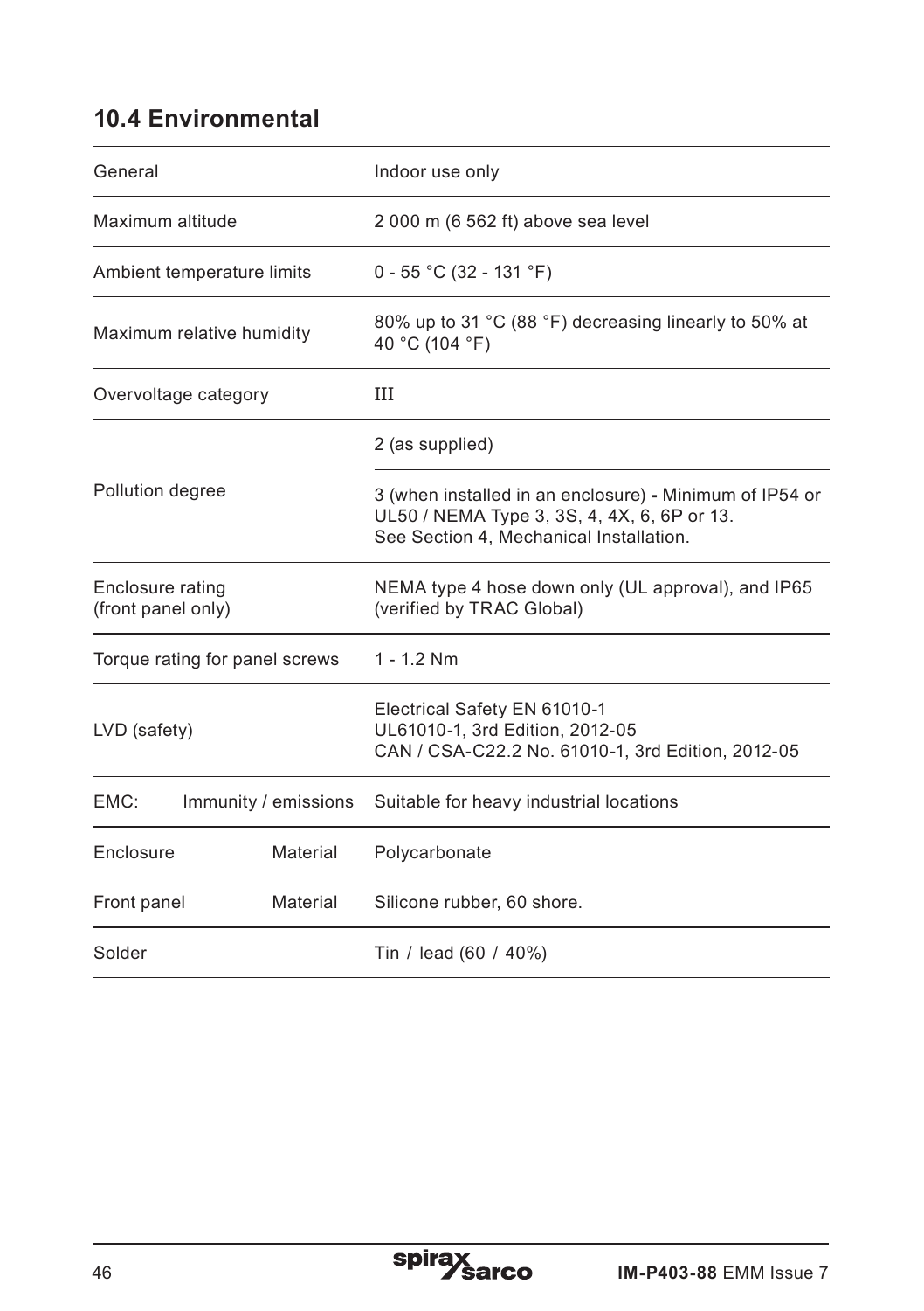## 10.4 Environmental

| | |
|---|---|
| General | Indoor use only |
| Maximum altitude | 2 000 m (6 562 ft) above sea level |
| Ambient temperature limits | 0 - 55 °C (32 - 131 °F) |
| Maximum relative humidity | 80% up to 31 °C (88 °F) decreasing linearly to 50% at 40 °C (104 °F) |
| Overvoltage category | III |
| Pollution degree | 2 (as supplied) |
| | 3 (when installed in an enclosure) **-** Minimum of IP54 or UL50 / NEMA Type 3, 3S, 4, 4X, 6, 6P or 13. See Section 4, Mechanical Installation. |
| Enclosure rating (front panel only) | NEMA type 4 hose down only (UL approval), and IP65 (verified by TRAC Global) |
| Torque rating for panel screws | 1 - 1.2 Nm |
| LVD (safety) | Electrical Safety EN 61010-1<br>UL61010-1, 3rd Edition, 2012-05<br>CAN / CSA-C22.2 No. 61010-1, 3rd Edition, 2012-05 |
| EMC: Immunity / emissions | Suitable for heavy industrial locations |
| Enclosure Material | Polycarbonate |
| Front panel Material | Silicone rubber, 60 shore. |
| Solder | Tin / lead (60 / 40%) |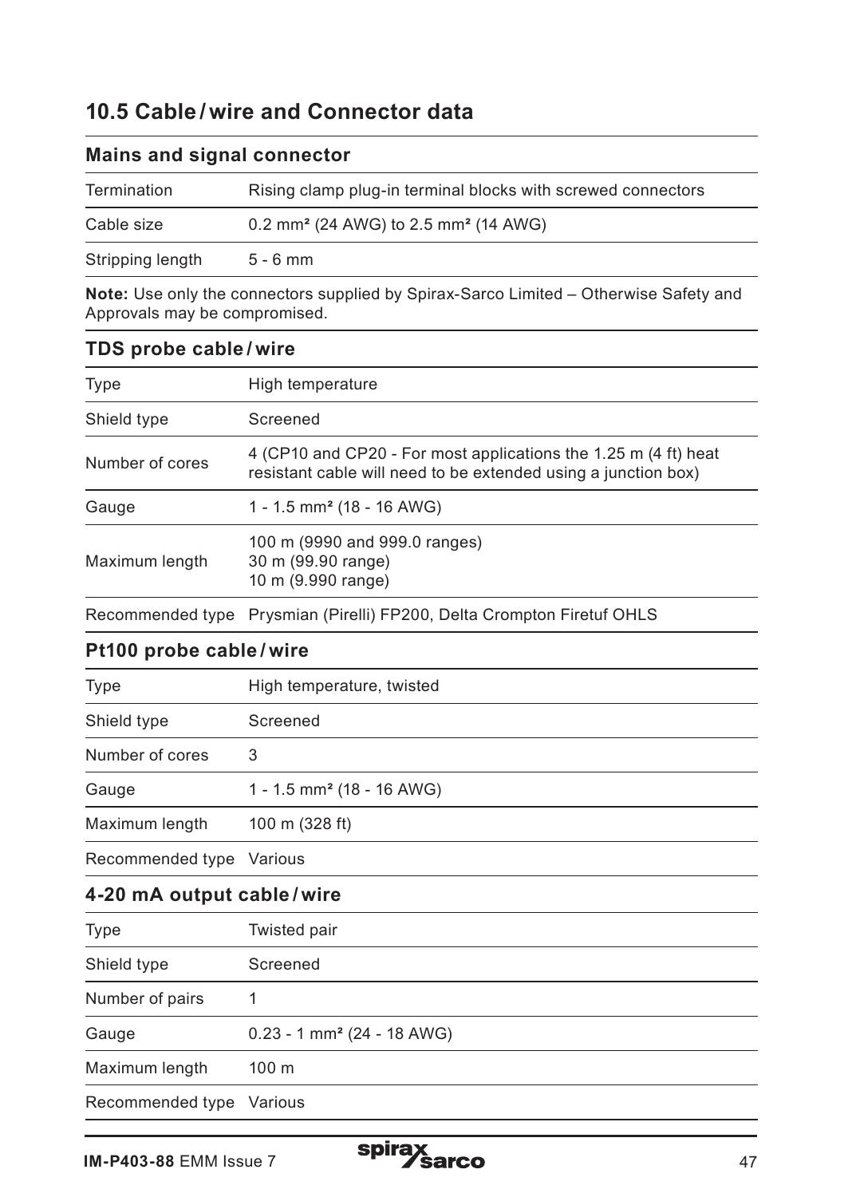## 10.5 Cable / wire and Connector data

### Mains and signal connector

| | |
|---|---|
| Termination | Rising clamp plug-in terminal blocks with screwed connectors |
| Cable size | 0.2 mm² (24 AWG) to 2.5 mm² (14 AWG) |
| Stripping length | 5 - 6 mm |

**Note:** Use only the connectors supplied by Spirax-Sarco Limited – Otherwise Safety and Approvals may be compromised.

### TDS probe cable / wire

| | |
|---|---|
| Type | High temperature |
| Shield type | Screened |
| Number of cores | 4 (CP10 and CP20 - For most applications the 1.25 m (4 ft) heat resistant cable will need to be extended using a junction box) |
| Gauge | 1 - 1.5 mm² (18 - 16 AWG) |
| Maximum length | 100 m (9990 and 999.0 ranges)<br>30 m (99.90 range)<br>10 m (9.990 range) |
| Recommended type | Prysmian (Pirelli) FP200, Delta Crompton Firetuf OHLS |

### Pt100 probe cable / wire

| | |
|---|---|
| Type | High temperature, twisted |
| Shield type | Screened |
| Number of cores | 3 |
| Gauge | 1 - 1.5 mm² (18 - 16 AWG) |
| Maximum length | 100 m (328 ft) |
| Recommended type | Various |

### 4-20 mA output cable / wire

| | |
|---|---|
| Type | Twisted pair |
| Shield type | Screened |
| Number of pairs | 1 |
| Gauge | 0.23 - 1 mm² (24 - 18 AWG) |
| Maximum length | 100 m |
| Recommended type | Various |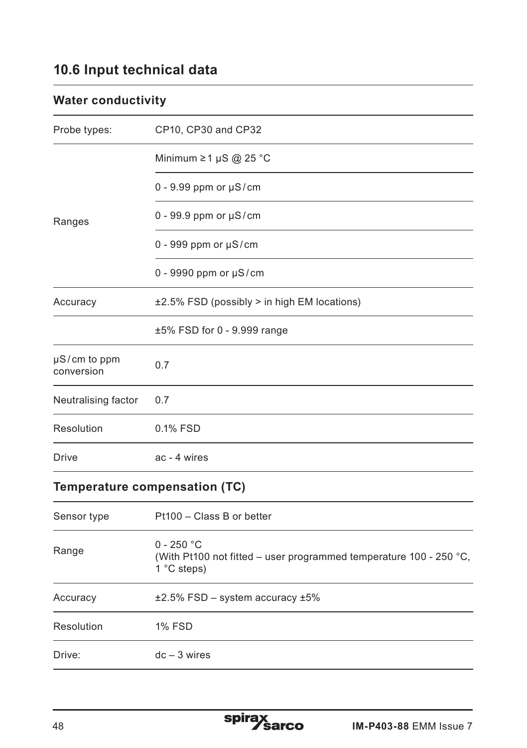## 10.6 Input technical data

### Water conductivity

| | |
|---|---|
| Probe types: | CP10, CP30 and CP32 |
| Ranges | Minimum ≥ 1 μS @ 25 °C |
| | 0 - 9.99 ppm or μS / cm |
| | 0 - 99.9 ppm or μS / cm |
| | 0 - 999 ppm or μS / cm |
| | 0 - 9990 ppm or μS / cm |
| Accuracy | ±2.5% FSD (possibly > in high EM locations) |
| | ±5% FSD for 0 - 9.999 range |
| μS / cm to ppm conversion | 0.7 |
| Neutralising factor | 0.7 |
| Resolution | 0.1% FSD |
| Drive | ac - 4 wires |

### Temperature compensation (TC)

| | |
|---|---|
| Sensor type | Pt100 – Class B or better |
| Range | 0 - 250 °C (With Pt100 not fitted – user programmed temperature 100 - 250 °C, 1 °C steps) |
| Accuracy | ±2.5% FSD – system accuracy ±5% |
| Resolution | 1% FSD |
| Drive: | dc – 3 wires |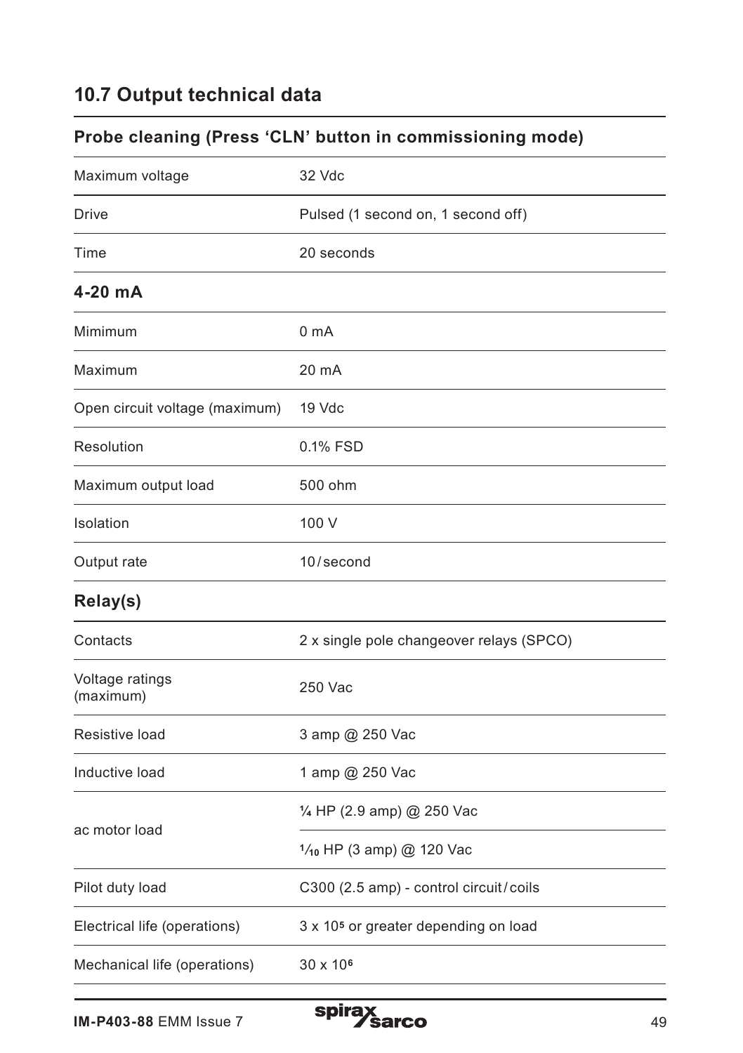## 10.7 Output technical data

| Probe cleaning (Press 'CLN' button in commissioning mode) | |
|---|---|
| Maximum voltage | 32 Vdc |
| Drive | Pulsed (1 second on, 1 second off) |
| Time | 20 seconds |
| **4-20 mA** | |
| Mimimum | 0 mA |
| Maximum | 20 mA |
| Open circuit voltage (maximum) | 19 Vdc |
| Resolution | 0.1% FSD |
| Maximum output load | 500 ohm |
| Isolation | 100 V |
| Output rate | 10/second |
| **Relay(s)** | |
| Contacts | 2 x single pole changeover relays (SPCO) |
| Voltage ratings (maximum) | 250 Vac |
| Resistive load | 3 amp @ 250 Vac |
| Inductive load | 1 amp @ 250 Vac |
| ac motor load | ¼ HP (2.9 amp) @ 250 Vac |
| | 1⁄10 HP (3 amp) @ 120 Vac |
| Pilot duty load | C300 (2.5 amp) - control circuit/coils |
| Electrical life (operations) | 3 x $10^5$ or greater depending on load |
| Mechanical life (operations) | 30 x $10^6$ |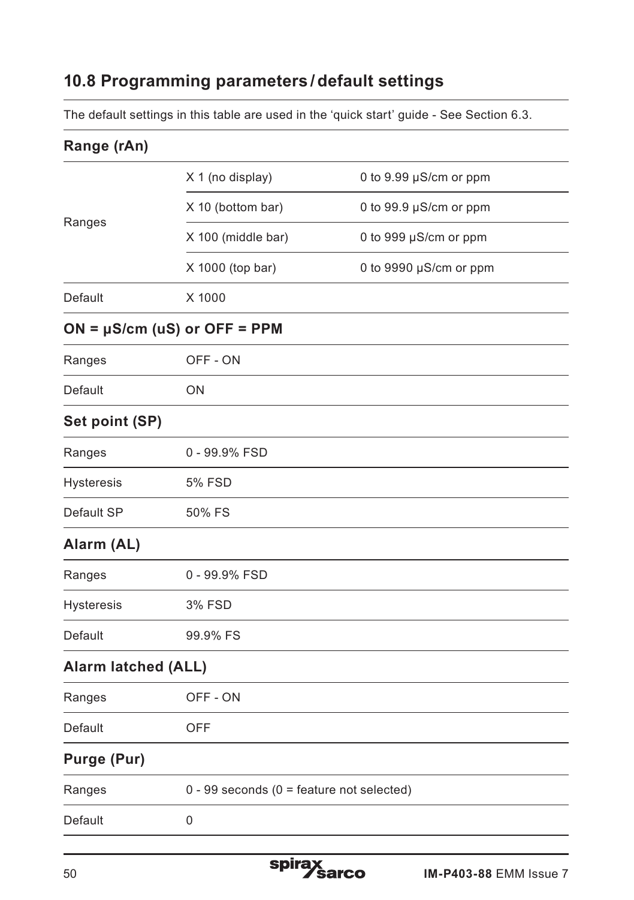## 10.8 Programming parameters / default settings

The default settings in this table are used in the 'quick start' guide - See Section 6.3.

**Range (rAn)**

| | | |
|---|---|---|
| Ranges | X 1 (no display) | 0 to 9.99 µS/cm or ppm |
| | X 10 (bottom bar) | 0 to 99.9 µS/cm or ppm |
| | X 100 (middle bar) | 0 to 999 µS/cm or ppm |
| | X 1000 (top bar) | 0 to 9990 µS/cm or ppm |
| Default | X 1000 | |

**ON = µS/cm (uS) or OFF = PPM**

| | |
|---|---|
| Ranges | OFF - ON |
| Default | ON |

**Set point (SP)**

| | |
|---|---|
| Ranges | 0 - 99.9% FSD |
| Hysteresis | 5% FSD |
| Default SP | 50% FS |

**Alarm (AL)**

| | |
|---|---|
| Ranges | 0 - 99.9% FSD |
| Hysteresis | 3% FSD |
| Default | 99.9% FS |

**Alarm latched (ALL)**

| | |
|---|---|
| Ranges | OFF - ON |
| Default | OFF |

**Purge (Pur)**

| | |
|---|---|
| Ranges | 0 - 99 seconds (0 = feature not selected) |
| Default | 0 |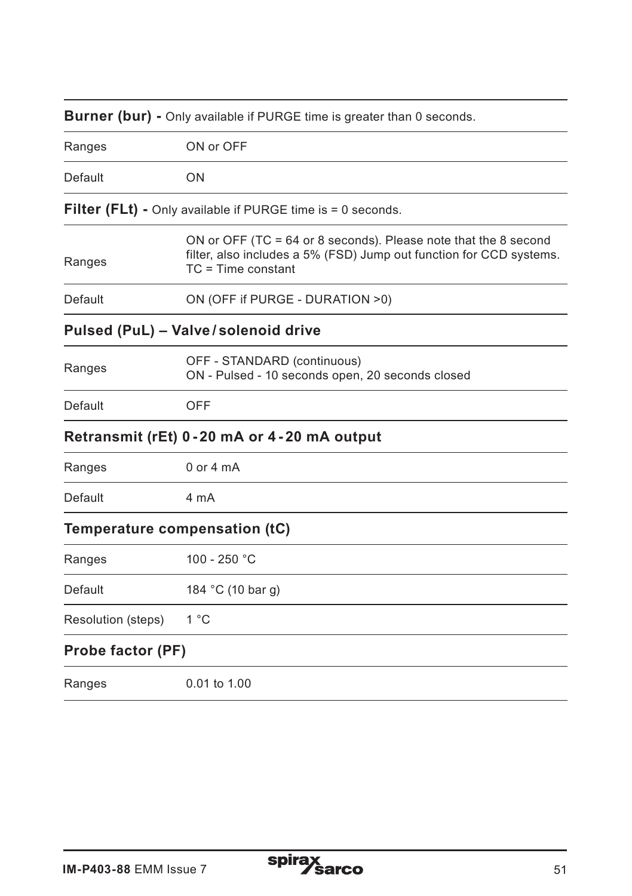**Burner (bur) -** Only available if PURGE time is greater than 0 seconds.

| | |
|---|---|
| Ranges | ON or OFF |
| Default | ON |

**Filter (FLt) -** Only available if PURGE time is = 0 seconds.

| | |
|---|---|
| Ranges | ON or OFF (TC = 64 or 8 seconds). Please note that the 8 second filter, also includes a 5% (FSD) Jump out function for CCD systems. TC = Time constant |
| Default | ON (OFF if PURGE - DURATION >0) |

**Pulsed (PuL) – Valve / solenoid drive**

| | |
|---|---|
| Ranges | OFF - STANDARD (continuous)<br>ON - Pulsed - 10 seconds open, 20 seconds closed |
| Default | OFF |

**Retransmit (rEt) 0 - 20 mA or 4 - 20 mA output**

| | |
|---|---|
| Ranges | 0 or 4 mA |
| Default | 4 mA |

**Temperature compensation (tC)**

| | |
|---|---|
| Ranges | 100 - 250 °C |
| Default | 184 °C (10 bar g) |
| Resolution (steps) | 1 °C |

**Probe factor (PF)**

| | |
|---|---|
| Ranges | 0.01 to 1.00 |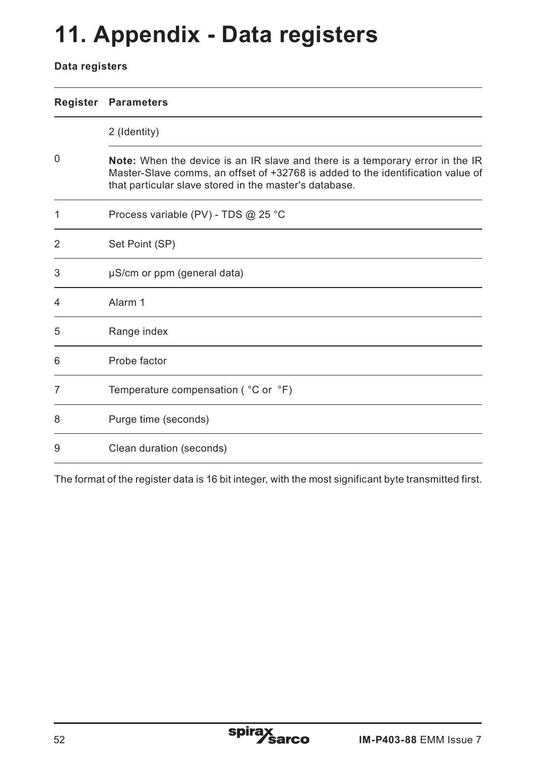# 11. Appendix - Data registers

**Data registers**

| Register | Parameters |
|---|---|
| 0 | 2 (Identity)<br><br>**Note:** When the device is an IR slave and there is a temporary error in the IR Master-Slave comms, an offset of +32768 is added to the identification value of that particular slave stored in the master's database. |
| 1 | Process variable (PV) - TDS @ 25 °C |
| 2 | Set Point (SP) |
| 3 | μS/cm or ppm (general data) |
| 4 | Alarm 1 |
| 5 | Range index |
| 6 | Probe factor |
| 7 | Temperature compensation ( °C or °F) |
| 8 | Purge time (seconds) |
| 9 | Clean duration (seconds) |

The format of the register data is 16 bit integer, with the most significant byte transmitted first.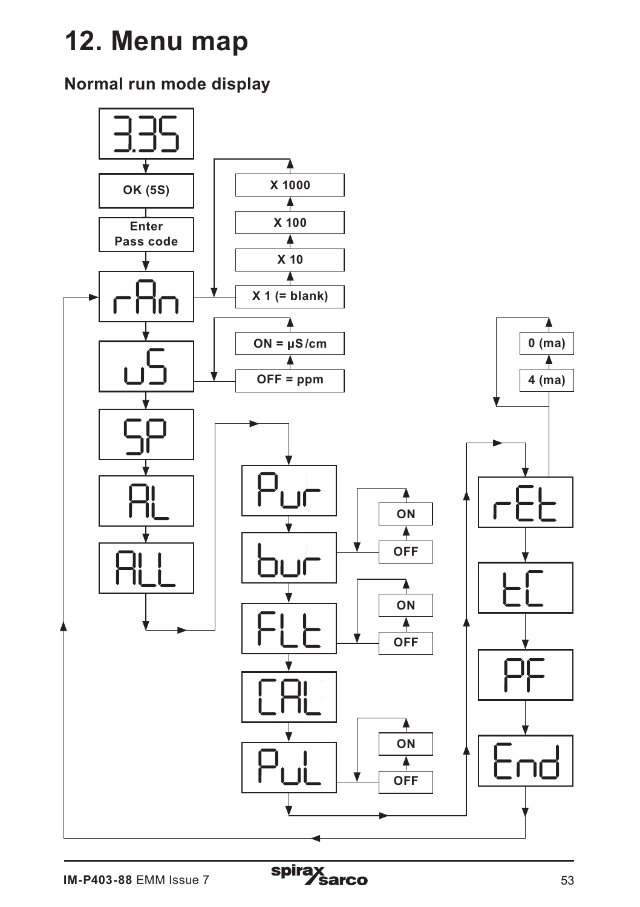# 12. Menu map

## Normal run mode display

3.35

OK (5S)

Enter Pass code

rAn — X 1 (= blank) / X 10 / X 100 / X 1000

uS — OFF = ppm / ON = µS/cm

SP

AL

ALL

Pur

bur — OFF / ON

FLt — OFF / ON

CAL

PuL — OFF / ON

rEt — 4 (ma) / 0 (ma)

tC

PF

End